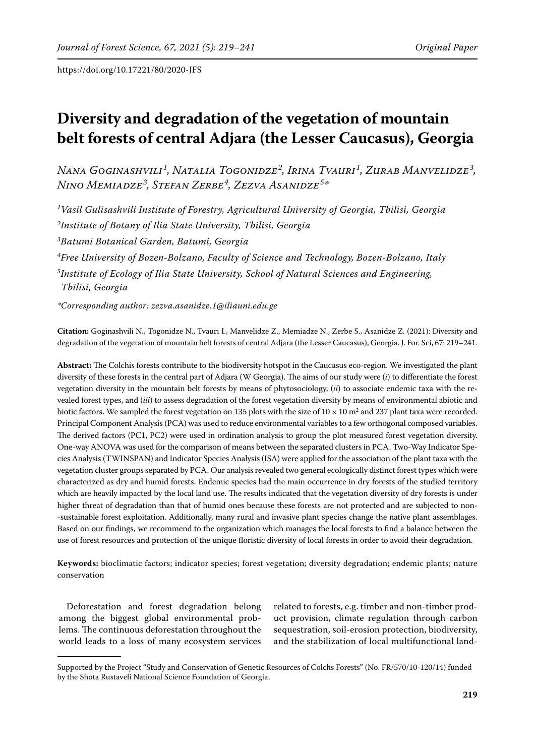https://doi.org/10.17221/80/2020-JFS

# Diversity and degradation of the vegetation of mountain belt forests of central Adjara (the Lesser Caucasus), Georgia

*Nana Goginashvili[1], Natalia Togonidze[2], Irina Tvauri[1], Zurab Manvelidze[3], Nino Memiadze[3], Stefan Zerbe[4], Zezva Asanidze[5]\**

[1]*Vasil Gulisashvili Institute of Forestry, Agricultural University of Georgia, Tbilisi, Georgia*

[2]*Institute of Botany of Ilia State University, Tbilisi, Georgia*

[3]*Batumi Botanical Garden, Batumi, Georgia*

[4]*Free University of Bozen-Bolzano, Faculty of Science and Technology, Bozen-Bolzano, Italy*

[5]*Institute of Ecology of Ilia State University, School of Natural Sciences and Engineering, Tbilisi, Georgia*

*\*Corresponding author: zezva.asanidze.1@iliauni.edu.ge*

**Citation:** Goginashvili N., Togonidze N., Tvauri I., Manvelidze Z., Memiadze N., Zerbe S., Asanidze Z. (2021): Diversity and degradation of the vegetation of mountain belt forests of central Adjara (the Lesser Caucasus), Georgia. J. For. Sci, 67: 219–241.

**Abstract:** The Colchis forests contribute to the biodiversity hotspot in the Caucasus eco-region. We investigated the plant diversity of these forests in the central part of Adjara (W Georgia). The aims of our study were (*i*) to differentiate the forest vegetation diversity in the mountain belt forests by means of phytosociology, (*ii*) to associate endemic taxa with the revealed forest types, and (*iii*) to assess degradation of the forest vegetation diversity by means of environmental abiotic and biotic factors. We sampled the forest vegetation on 135 plots with the size of $10 \times 10$ m$^2$ and 237 plant taxa were recorded. Principal Component Analysis (PCA) was used to reduce environmental variables to a few orthogonal composed variables. The derived factors (PC1, PC2) were used in ordination analysis to group the plot measured forest vegetation diversity. One-way ANOVA was used for the comparison of means between the separated clusters in PCA. Two-Way Indicator Species Analysis (TWINSPAN) and Indicator Species Analysis (ISA) were applied for the association of the plant taxa with the vegetation cluster groups separated by PCA. Our analysis revealed two general ecologically distinct forest types which were characterized as dry and humid forests. Endemic species had the main occurrence in dry forests of the studied territory which are heavily impacted by the local land use. The results indicated that the vegetation diversity of dry forests is under higher threat of degradation than that of humid ones because these forests are not protected and are subjected to non-sustainable forest exploitation. Additionally, many rural and invasive plant species change the native plant assemblages. Based on our findings, we recommend to the organization which manages the local forests to find a balance between the use of forest resources and protection of the unique floristic diversity of local forests in order to avoid their degradation.

**Keywords:** bioclimatic factors; indicator species; forest vegetation; diversity degradation; endemic plants; nature conservation

Deforestation and forest degradation belong among the biggest global environmental problems. The continuous deforestation throughout the world leads to a loss of many ecosystem services related to forests, e.g. timber and non-timber product provision, climate regulation through carbon sequestration, soil-erosion protection, biodiversity, and the stabilization of local multifunctional land-

Supported by the Project "Study and Conservation of Genetic Resources of Colchs Forests" (No. FR/570/10-120/14) funded by the Shota Rustaveli National Science Foundation of Georgia.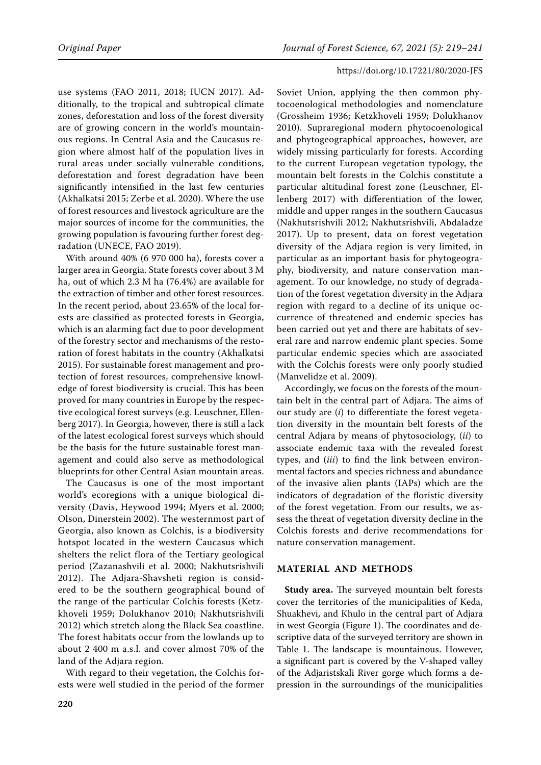use systems (FAO 2011, 2018; IUCN 2017). Additionally, to the tropical and subtropical climate zones, deforestation and loss of the forest diversity are of growing concern in the world's mountainous regions. In Central Asia and the Caucasus region where almost half of the population lives in rural areas under socially vulnerable conditions, deforestation and forest degradation have been significantly intensified in the last few centuries (Akhalkatsi 2015; Zerbe et al. 2020). Where the use of forest resources and livestock agriculture are the major sources of income for the communities, the growing population is favouring further forest degradation (UNECE, FAO 2019).

With around 40% (6 970 000 ha), forests cover a larger area in Georgia. State forests cover about 3 M ha, out of which 2.3 M ha (76.4%) are available for the extraction of timber and other forest resources. In the recent period, about 23.65% of the local forests are classified as protected forests in Georgia, which is an alarming fact due to poor development of the forestry sector and mechanisms of the restoration of forest habitats in the country (Akhalkatsi 2015). For sustainable forest management and protection of forest resources, comprehensive knowledge of forest biodiversity is crucial. This has been proved for many countries in Europe by the respective ecological forest surveys (e.g. Leuschner, Ellenberg 2017). In Georgia, however, there is still a lack of the latest ecological forest surveys which should be the basis for the future sustainable forest management and could also serve as methodological blueprints for other Central Asian mountain areas.

The Caucasus is one of the most important world's ecoregions with a unique biological diversity (Davis, Heywood 1994; Myers et al. 2000; Olson, Dinerstein 2002). The westernmost part of Georgia, also known as Colchis, is a biodiversity hotspot located in the western Caucasus which shelters the relict flora of the Tertiary geological period (Zazanashvili et al. 2000; Nakhutsrishvili 2012). The Adjara-Shavsheti region is considered to be the southern geographical bound of the range of the particular Colchis forests (Ketzkhoveli 1959; Dolukhanov 2010; Nakhutsrishvili 2012) which stretch along the Black Sea coastline. The forest habitats occur from the lowlands up to about 2 400 m a.s.l. and cover almost 70% of the land of the Adjara region.

With regard to their vegetation, the Colchis forests were well studied in the period of the former Soviet Union, applying the then common phytocoenological methodologies and nomenclature (Grossheim 1936; Ketzkhoveli 1959; Dolukhanov 2010). Supraregional modern phytocoenological and phytogeographical approaches, however, are widely missing particularly for forests. According to the current European vegetation typology, the mountain belt forests in the Colchis constitute a particular altitudinal forest zone (Leuschner, Ellenberg 2017) with differentiation of the lower, middle and upper ranges in the southern Caucasus (Nakhutsrishvili 2012; Nakhutsrishvili, Abdaladze 2017). Up to present, data on forest vegetation diversity of the Adjara region is very limited, in particular as an important basis for phytogeography, biodiversity, and nature conservation management. To our knowledge, no study of degradation of the forest vegetation diversity in the Adjara region with regard to a decline of its unique occurrence of threatened and endemic species has been carried out yet and there are habitats of several rare and narrow endemic plant species. Some particular endemic species which are associated with the Colchis forests were only poorly studied (Manvelidze et al. 2009).

Accordingly, we focus on the forests of the mountain belt in the central part of Adjara. The aims of our study are (*i*) to differentiate the forest vegetation diversity in the mountain belt forests of the central Adjara by means of phytosociology, (*ii*) to associate endemic taxa with the revealed forest types, and (*iii*) to find the link between environmental factors and species richness and abundance of the invasive alien plants (IAPs) which are the indicators of degradation of the floristic diversity of the forest vegetation. From our results, we assess the threat of vegetation diversity decline in the Colchis forests and derive recommendations for nature conservation management.

## MATERIAL AND METHODS

**Study area.** The surveyed mountain belt forests cover the territories of the municipalities of Keda, Shuakhevi, and Khulo in the central part of Adjara in west Georgia (Figure 1). The coordinates and descriptive data of the surveyed territory are shown in Table 1. The landscape is mountainous. However, a significant part is covered by the V-shaped valley of the Adjaristskali River gorge which forms a depression in the surroundings of the municipalities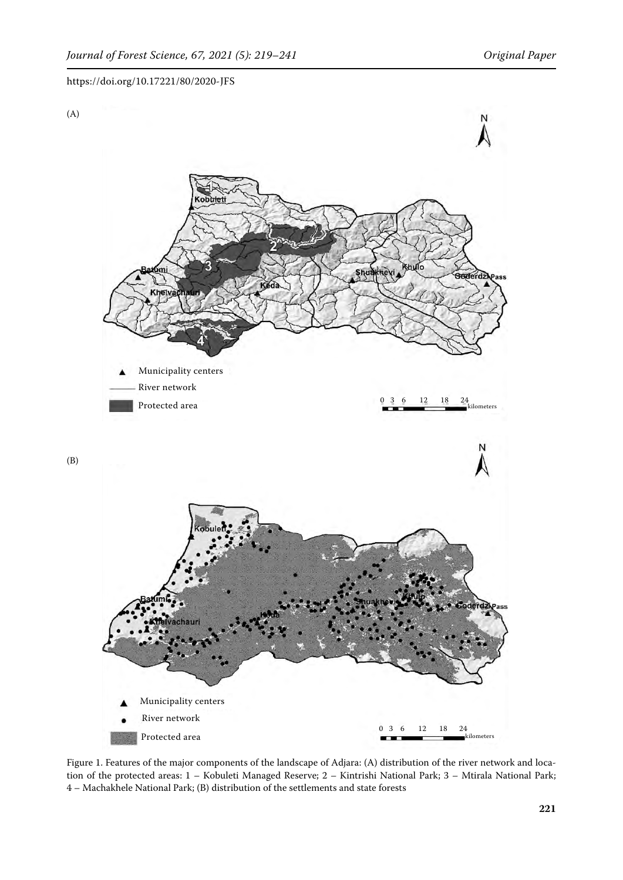(A)

(B)

Figure 1. Features of the major components of the landscape of Adjara: (A) distribution of the river network and location of the protected areas: 1 – Kobuleti Managed Reserve; 2 – Kintrishi National Park; 3 – Mtirala National Park; 4 – Machakhele National Park; (B) distribution of the settlements and state forests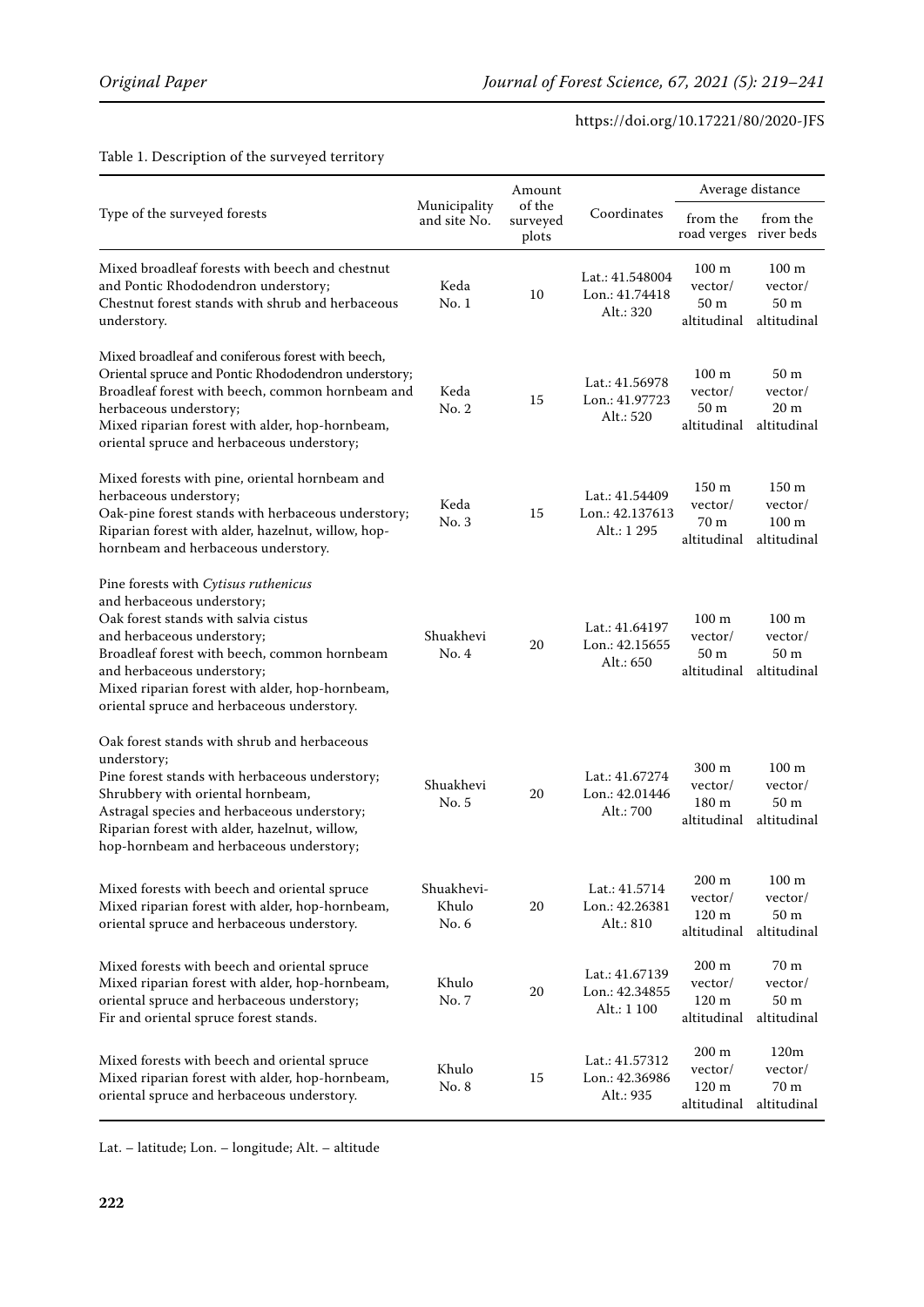Table 1. Description of the surveyed territory

| Type of the surveyed forests | Municipality and site No. | Amount of the surveyed plots | Coordinates | Average distance | |
|---|---|---|---|---|---|
| | | | | from the road verges | from the river beds |
| Mixed broadleaf forests with beech and chestnut and Pontic Rhododendron understory; Chestnut forest stands with shrub and herbaceous understory. | Keda No. 1 | 10 | Lat.: 41.548004 Lon.: 41.74418 Alt.: 320 | 100 m vector/ 50 m altitudinal | 100 m vector/ 50 m altitudinal |
| Mixed broadleaf and coniferous forest with beech, Oriental spruce and Pontic Rhododendron understory; Broadleaf forest with beech, common hornbeam and herbaceous understory; Mixed riparian forest with alder, hop-hornbeam, oriental spruce and herbaceous understory; | Keda No. 2 | 15 | Lat.: 41.56978 Lon.: 41.97723 Alt.: 520 | 100 m vector/ 50 m altitudinal | 50 m vector/ 20 m altitudinal |
| Mixed forests with pine, oriental hornbeam and herbaceous understory; Oak-pine forest stands with herbaceous understory; Riparian forest with alder, hazelnut, willow, hop-hornbeam and herbaceous understory. | Keda No. 3 | 15 | Lat.: 41.54409 Lon.: 42.137613 Alt.: 1 295 | 150 m vector/ 70 m altitudinal | 150 m vector/ 100 m altitudinal |
| Pine forests with *Cytisus ruthenicus* and herbaceous understory; Oak forest stands with salvia cistus and herbaceous understory; Broadleaf forest with beech, common hornbeam and herbaceous understory; Mixed riparian forest with alder, hop-hornbeam, oriental spruce and herbaceous understory. | Shuakhevi No. 4 | 20 | Lat.: 41.64197 Lon.: 42.15655 Alt.: 650 | 100 m vector/ 50 m altitudinal | 100 m vector/ 50 m altitudinal |
| Oak forest stands with shrub and herbaceous understory; Pine forest stands with herbaceous understory; Shrubbery with oriental hornbeam, Astragal species and herbaceous understory; Riparian forest with alder, hazelnut, willow, hop-hornbeam and herbaceous understory; | Shuakhevi No. 5 | 20 | Lat.: 41.67274 Lon.: 42.01446 Alt.: 700 | 300 m vector/ 180 m altitudinal | 100 m vector/ 50 m altitudinal |
| Mixed forests with beech and oriental spruce Mixed riparian forest with alder, hop-hornbeam, oriental spruce and herbaceous understory. | Shuakhevi-Khulo No. 6 | 20 | Lat.: 41.5714 Lon.: 42.26381 Alt.: 810 | 200 m vector/ 120 m altitudinal | 100 m vector/ 50 m altitudinal |
| Mixed forests with beech and oriental spruce Mixed riparian forest with alder, hop-hornbeam, oriental spruce and herbaceous understory; Fir and oriental spruce forest stands. | Khulo No. 7 | 20 | Lat.: 41.67139 Lon.: 42.34855 Alt.: 1 100 | 200 m vector/ 120 m altitudinal | 70 m vector/ 50 m altitudinal |
| Mixed forests with beech and oriental spruce Mixed riparian forest with alder, hop-hornbeam, oriental spruce and herbaceous understory. | Khulo No. 8 | 15 | Lat.: 41.57312 Lon.: 42.36986 Alt.: 935 | 200 m vector/ 120 m altitudinal | 120m vector/ 70 m altitudinal |

Lat. – latitude; Lon. – longitude; Alt. – altitude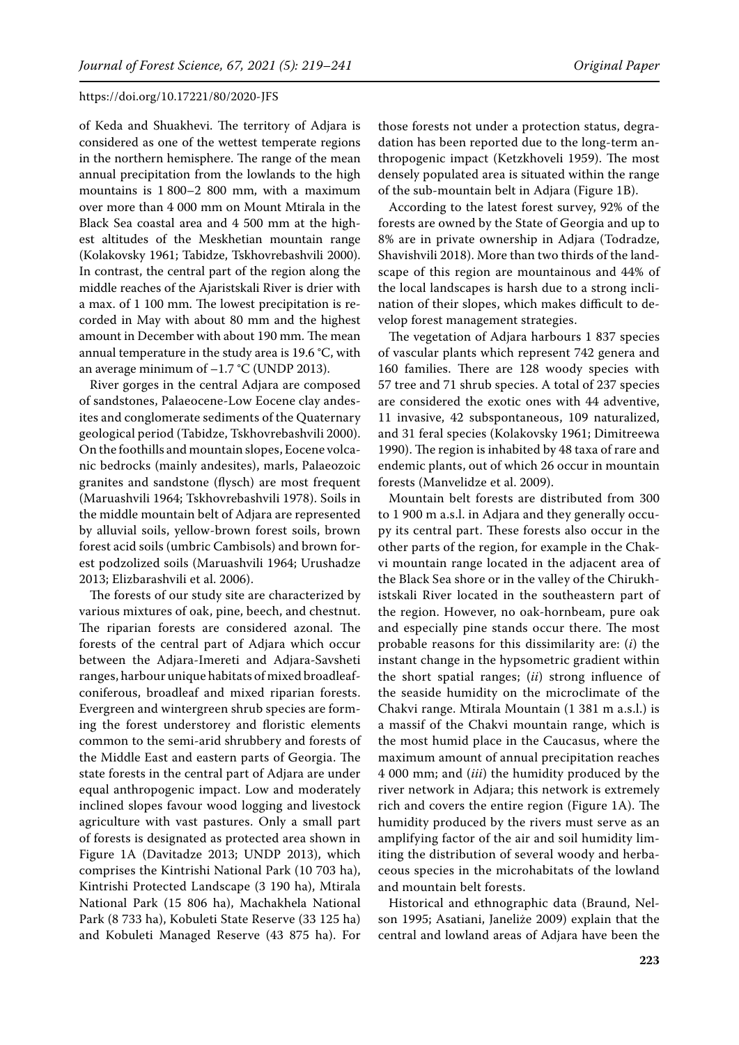of Keda and Shuakhevi. The territory of Adjara is considered as one of the wettest temperate regions in the northern hemisphere. The range of the mean annual precipitation from the lowlands to the high mountains is 1 800–2 800 mm, with a maximum over more than 4 000 mm on Mount Mtirala in the Black Sea coastal area and 4 500 mm at the highest altitudes of the Meskhetian mountain range (Kolakovsky 1961; Tabidze, Tskhovrebashvili 2000). In contrast, the central part of the region along the middle reaches of the Ajaristskali River is drier with a max. of 1 100 mm. The lowest precipitation is recorded in May with about 80 mm and the highest amount in December with about 190 mm. The mean annual temperature in the study area is 19.6 °C, with an average minimum of –1.7 °C (UNDP 2013).

River gorges in the central Adjara are composed of sandstones, Palaeocene-Low Eocene clay andesites and conglomerate sediments of the Quaternary geological period (Tabidze, Tskhovrebashvili 2000). On the foothills and mountain slopes, Eocene volcanic bedrocks (mainly andesites), marls, Palaeozoic granites and sandstone (flysch) are most frequent (Maruashvili 1964; Tskhovrebashvili 1978). Soils in the middle mountain belt of Adjara are represented by alluvial soils, yellow-brown forest soils, brown forest acid soils (umbric Cambisols) and brown forest podzolized soils (Maruashvili 1964; Urushadze 2013; Elizbarashvili et al. 2006).

The forests of our study site are characterized by various mixtures of oak, pine, beech, and chestnut. The riparian forests are considered azonal. The forests of the central part of Adjara which occur between the Adjara-Imereti and Adjara-Savsheti ranges, harbour unique habitats of mixed broadleaf-coniferous, broadleaf and mixed riparian forests. Evergreen and wintergreen shrub species are forming the forest understorey and floristic elements common to the semi-arid shrubbery and forests of the Middle East and eastern parts of Georgia. The state forests in the central part of Adjara are under equal anthropogenic impact. Low and moderately inclined slopes favour wood logging and livestock agriculture with vast pastures. Only a small part of forests is designated as protected area shown in Figure 1A (Davitadze 2013; UNDP 2013), which comprises the Kintrishi National Park (10 703 ha), Kintrishi Protected Landscape (3 190 ha), Mtirala National Park (15 806 ha), Machakhela National Park (8 733 ha), Kobuleti State Reserve (33 125 ha) and Kobuleti Managed Reserve (43 875 ha). For those forests not under a protection status, degradation has been reported due to the long-term anthropogenic impact (Ketzkhoveli 1959). The most densely populated area is situated within the range of the sub-mountain belt in Adjara (Figure 1B).

According to the latest forest survey, 92% of the forests are owned by the State of Georgia and up to 8% are in private ownership in Adjara (Todradze, Shavishvili 2018). More than two thirds of the landscape of this region are mountainous and 44% of the local landscapes is harsh due to a strong inclination of their slopes, which makes difficult to develop forest management strategies.

The vegetation of Adjara harbours 1 837 species of vascular plants which represent 742 genera and 160 families. There are 128 woody species with 57 tree and 71 shrub species. A total of 237 species are considered the exotic ones with 44 adventive, 11 invasive, 42 subspontaneous, 109 naturalized, and 31 feral species (Kolakovsky 1961; Dimitreewa 1990). The region is inhabited by 48 taxa of rare and endemic plants, out of which 26 occur in mountain forests (Manvelidze et al. 2009).

Mountain belt forests are distributed from 300 to 1 900 m a.s.l. in Adjara and they generally occupy its central part. These forests also occur in the other parts of the region, for example in the Chakvi mountain range located in the adjacent area of the Black Sea shore or in the valley of the Chirukhistskali River located in the southeastern part of the region. However, no oak-hornbeam, pure oak and especially pine stands occur there. The most probable reasons for this dissimilarity are: (*i*) the instant change in the hypsometric gradient within the short spatial ranges; (*ii*) strong influence of the seaside humidity on the microclimate of the Chakvi range. Mtirala Mountain (1 381 m a.s.l.) is a massif of the Chakvi mountain range, which is the most humid place in the Caucasus, where the maximum amount of annual precipitation reaches 4 000 mm; and (*iii*) the humidity produced by the river network in Adjara; this network is extremely rich and covers the entire region (Figure 1A). The humidity produced by the rivers must serve as an amplifying factor of the air and soil humidity limiting the distribution of several woody and herbaceous species in the microhabitats of the lowland and mountain belt forests.

Historical and ethnographic data (Braund, Nelson 1995; Asatiani, Janeliže 2009) explain that the central and lowland areas of Adjara have been the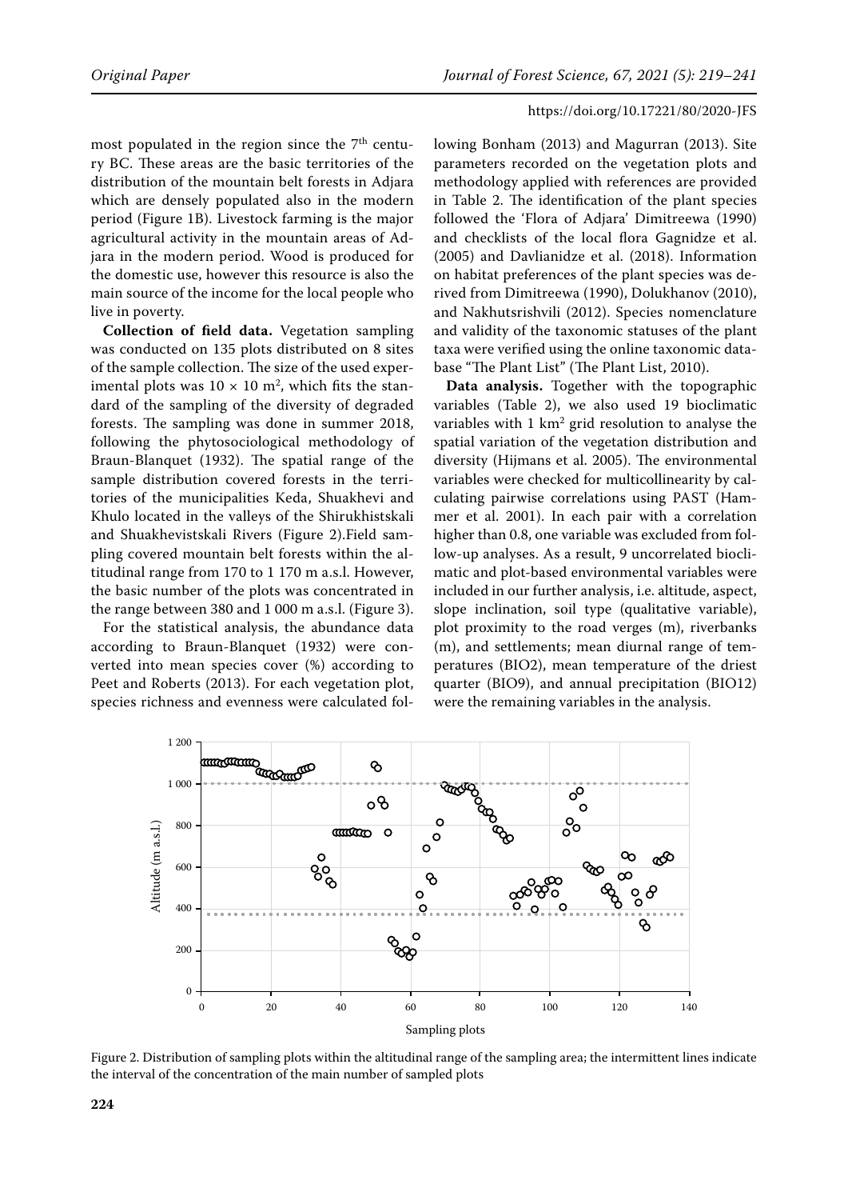most populated in the region since the 7th century BC. These areas are the basic territories of the distribution of the mountain belt forests in Adjara which are densely populated also in the modern period (Figure 1B). Livestock farming is the major agricultural activity in the mountain areas of Adjara in the modern period. Wood is produced for the domestic use, however this resource is also the main source of the income for the local people who live in poverty.

**Collection of field data.** Vegetation sampling was conducted on 135 plots distributed on 8 sites of the sample collection. The size of the used experimental plots was $10 \times 10$ m$^2$, which fits the standard of the sampling of the diversity of degraded forests. The sampling was done in summer 2018, following the phytosociological methodology of Braun-Blanquet (1932). The spatial range of the sample distribution covered forests in the territories of the municipalities Keda, Shuakhevi and Khulo located in the valleys of the Shirukhistskali and Shuakhevistskali Rivers (Figure 2).Field sampling covered mountain belt forests within the altitudinal range from 170 to 1 170 m a.s.l. However, the basic number of the plots was concentrated in the range between 380 and 1 000 m a.s.l. (Figure 3).

For the statistical analysis, the abundance data according to Braun-Blanquet (1932) were converted into mean species cover (%) according to Peet and Roberts (2013). For each vegetation plot, species richness and evenness were calculated following Bonham (2013) and Magurran (2013). Site parameters recorded on the vegetation plots and methodology applied with references are provided in Table 2. The identification of the plant species followed the 'Flora of Adjara' Dimitreewa (1990) and checklists of the local flora Gagnidze et al. (2005) and Davlianidze et al. (2018). Information on habitat preferences of the plant species was derived from Dimitreewa (1990), Dolukhanov (2010), and Nakhutsrishvili (2012). Species nomenclature and validity of the taxonomic statuses of the plant taxa were verified using the online taxonomic database "The Plant List" (The Plant List, 2010).

**Data analysis.** Together with the topographic variables (Table 2), we also used 19 bioclimatic variables with 1 km$^2$ grid resolution to analyse the spatial variation of the vegetation distribution and diversity (Hijmans et al. 2005). The environmental variables were checked for multicollinearity by calculating pairwise correlations using PAST (Hammer et al. 2001). In each pair with a correlation higher than 0.8, one variable was excluded from follow-up analyses. As a result, 9 uncorrelated bioclimatic and plot-based environmental variables were included in our further analysis, i.e. altitude, aspect, slope inclination, soil type (qualitative variable), plot proximity to the road verges (m), riverbanks (m), and settlements; mean diurnal range of temperatures (BIO2), mean temperature of the driest quarter (BIO9), and annual precipitation (BIO12) were the remaining variables in the analysis.

Figure 2. Distribution of sampling plots within the altitudinal range of the sampling area; the intermittent lines indicate the interval of the concentration of the main number of sampled plots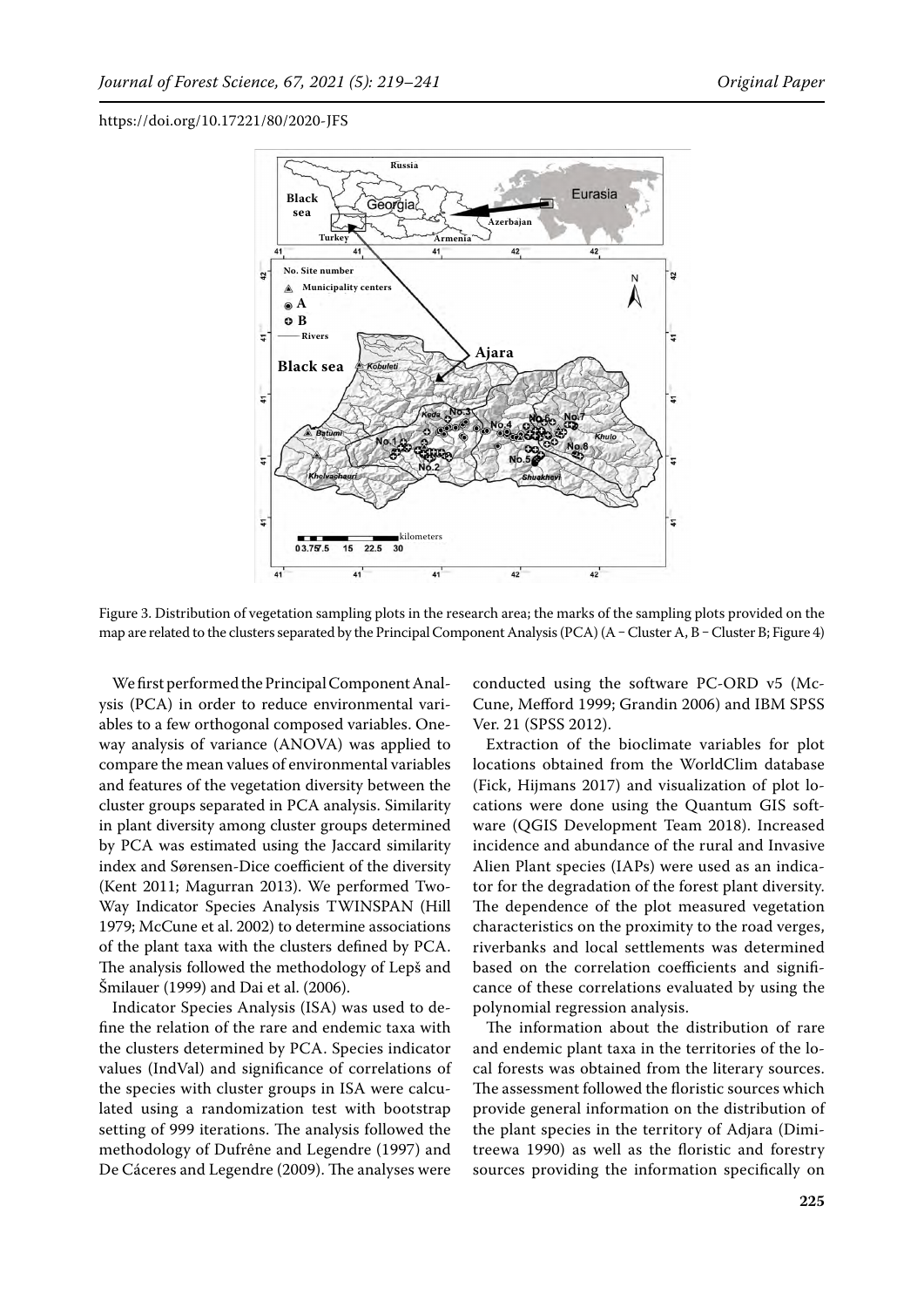Figure 3. Distribution of vegetation sampling plots in the research area; the marks of the sampling plots provided on the map are related to the clusters separated by the Principal Component Analysis (PCA) (A – Cluster A, B – Cluster B; Figure 4)

We first performed the Principal Component Analysis (PCA) in order to reduce environmental variables to a few orthogonal composed variables. One-way analysis of variance (ANOVA) was applied to compare the mean values of environmental variables and features of the vegetation diversity between the cluster groups separated in PCA analysis. Similarity in plant diversity among cluster groups determined by PCA was estimated using the Jaccard similarity index and Sørensen-Dice coefficient of the diversity (Kent 2011; Magurran 2013). We performed Two-Way Indicator Species Analysis TWINSPAN (Hill 1979; McCune et al. 2002) to determine associations of the plant taxa with the clusters defined by PCA. The analysis followed the methodology of Lepš and Šmilauer (1999) and Dai et al. (2006).

Indicator Species Analysis (ISA) was used to define the relation of the rare and endemic taxa with the clusters determined by PCA. Species indicator values (IndVal) and significance of correlations of the species with cluster groups in ISA were calculated using a randomization test with bootstrap setting of 999 iterations. The analysis followed the methodology of Dufrêne and Legendre (1997) and De Cáceres and Legendre (2009). The analyses were conducted using the software PC-ORD v5 (McCune, Mefford 1999; Grandin 2006) and IBM SPSS Ver. 21 (SPSS 2012).

Extraction of the bioclimate variables for plot locations obtained from the WorldClim database (Fick, Hijmans 2017) and visualization of plot locations were done using the Quantum GIS software (QGIS Development Team 2018). Increased incidence and abundance of the rural and Invasive Alien Plant species (IAPs) were used as an indicator for the degradation of the forest plant diversity. The dependence of the plot measured vegetation characteristics on the proximity to the road verges, riverbanks and local settlements was determined based on the correlation coefficients and significance of these correlations evaluated by using the polynomial regression analysis.

The information about the distribution of rare and endemic plant taxa in the territories of the local forests was obtained from the literary sources. The assessment followed the floristic sources which provide general information on the distribution of the plant species in the territory of Adjara (Dimitreewa 1990) as well as the floristic and forestry sources providing the information specifically on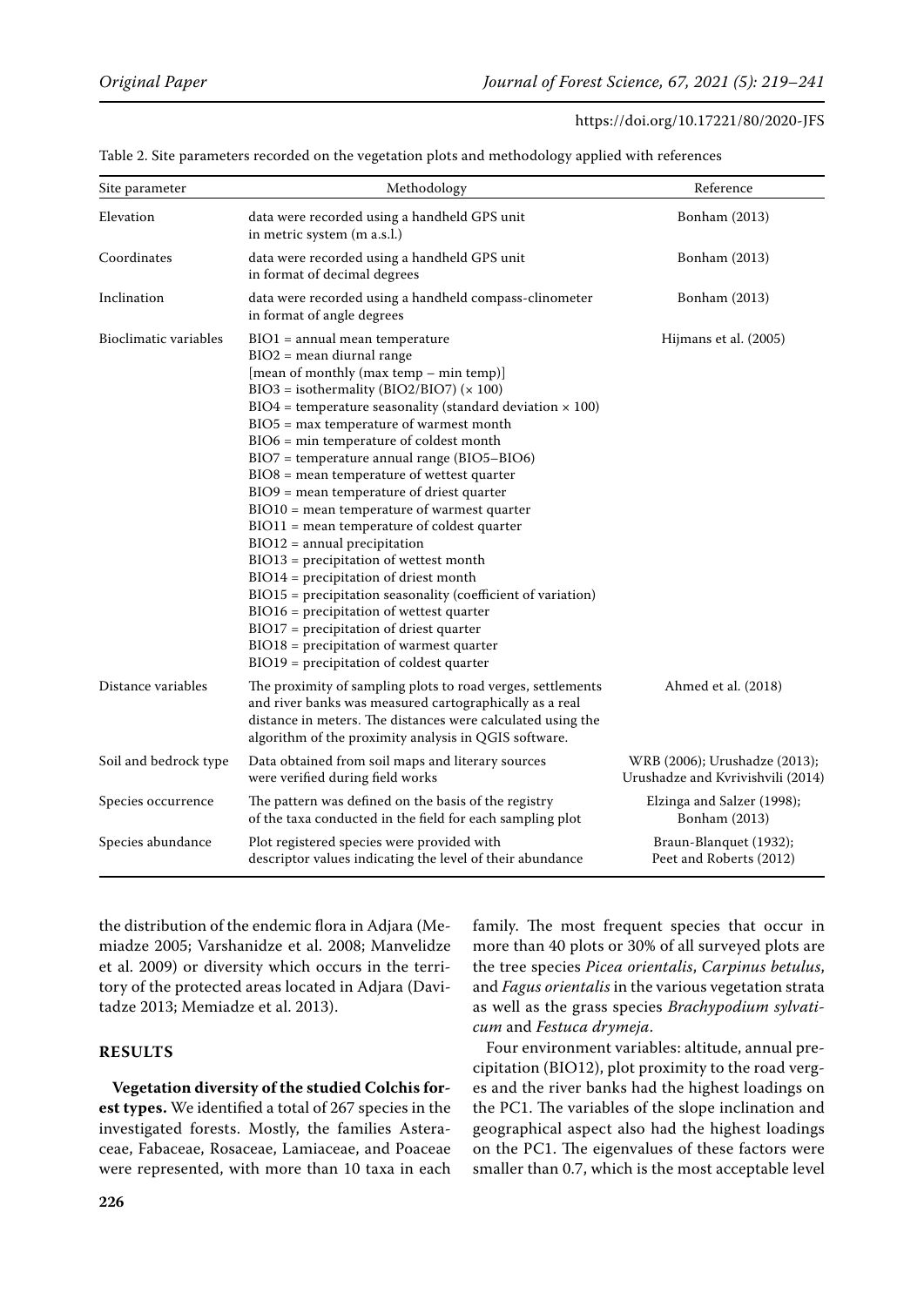Table 2. Site parameters recorded on the vegetation plots and methodology applied with references

| Site parameter | Methodology | Reference |
|---|---|---|
| Elevation | data were recorded using a handheld GPS unit in metric system (m a.s.l.) | Bonham (2013) |
| Coordinates | data were recorded using a handheld GPS unit in format of decimal degrees | Bonham (2013) |
| Inclination | data were recorded using a handheld compass-clinometer in format of angle degrees | Bonham (2013) |
| Bioclimatic variables | BIO1 = annual mean temperature<br>BIO2 = mean diurnal range [mean of monthly (max temp – min temp)]<br>BIO3 = isothermality (BIO2/BIO7) (× 100)<br>BIO4 = temperature seasonality (standard deviation × 100)<br>BIO5 = max temperature of warmest month<br>BIO6 = min temperature of coldest month<br>BIO7 = temperature annual range (BIO5–BIO6)<br>BIO8 = mean temperature of wettest quarter<br>BIO9 = mean temperature of driest quarter<br>BIO10 = mean temperature of warmest quarter<br>BIO11 = mean temperature of coldest quarter<br>BIO12 = annual precipitation<br>BIO13 = precipitation of wettest month<br>BIO14 = precipitation of driest month<br>BIO15 = precipitation seasonality (coefficient of variation)<br>BIO16 = precipitation of wettest quarter<br>BIO17 = precipitation of driest quarter<br>BIO18 = precipitation of warmest quarter<br>BIO19 = precipitation of coldest quarter | Hijmans et al. (2005) |
| Distance variables | The proximity of sampling plots to road verges, settlements and river banks was measured cartographically as a real distance in meters. The distances were calculated using the algorithm of the proximity analysis in QGIS software. | Ahmed et al. (2018) |
| Soil and bedrock type | Data obtained from soil maps and literary sources were verified during field works | WRB (2006); Urushadze (2013); Urushadze and Kvrivishvili (2014) |
| Species occurrence | The pattern was defined on the basis of the registry of the taxa conducted in the field for each sampling plot | Elzinga and Salzer (1998); Bonham (2013) |
| Species abundance | Plot registered species were provided with descriptor values indicating the level of their abundance | Braun-Blanquet (1932); Peet and Roberts (2012) |

the distribution of the endemic flora in Adjara (Memiadze 2005; Varshanidze et al. 2008; Manvelidze et al. 2009) or diversity which occurs in the territory of the protected areas located in Adjara (Davitadze 2013; Memiadze et al. 2013).

## RESULTS

**Vegetation diversity of the studied Colchis forest types.** We identified a total of 267 species in the investigated forests. Mostly, the families Asteraceae, Fabaceae, Rosaceae, Lamiaceae, and Poaceae were represented, with more than 10 taxa in each family. The most frequent species that occur in more than 40 plots or 30% of all surveyed plots are the tree species *Picea orientalis*, *Carpinus betulus*, and *Fagus orientalis* in the various vegetation strata as well as the grass species *Brachypodium sylvaticum* and *Festuca drymeja*.

Four environment variables: altitude, annual precipitation (BIO12), plot proximity to the road verges and the river banks had the highest loadings on the PC1. The variables of the slope inclination and geographical aspect also had the highest loadings on the PC1. The eigenvalues of these factors were smaller than 0.7, which is the most acceptable level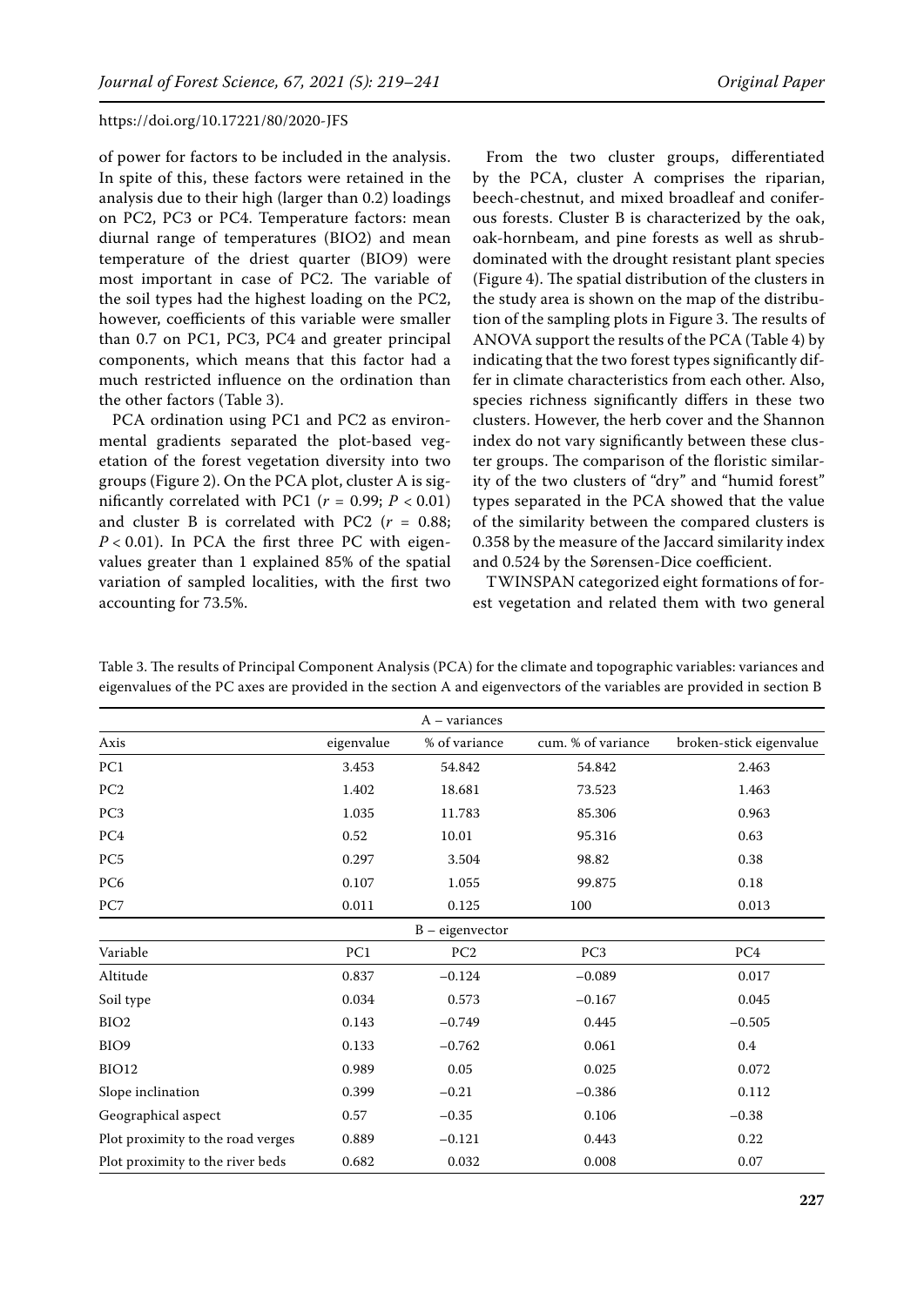of power for factors to be included in the analysis. In spite of this, these factors were retained in the analysis due to their high (larger than 0.2) loadings on PC2, PC3 or PC4. Temperature factors: mean diurnal range of temperatures (BIO2) and mean temperature of the driest quarter (BIO9) were most important in case of PC2. The variable of the soil types had the highest loading on the PC2, however, coefficients of this variable were smaller than 0.7 on PC1, PC3, PC4 and greater principal components, which means that this factor had a much restricted influence on the ordination than the other factors (Table 3).

PCA ordination using PC1 and PC2 as environmental gradients separated the plot-based vegetation of the forest vegetation diversity into two groups (Figure 2). On the PCA plot, cluster A is significantly correlated with PC1 ($r$ = 0.99; $P$ < 0.01) and cluster B is correlated with PC2 ($r$ = 0.88; $P$ < 0.01). In PCA the first three PC with eigenvalues greater than 1 explained 85% of the spatial variation of sampled localities, with the first two accounting for 73.5%.

From the two cluster groups, differentiated by the PCA, cluster A comprises the riparian, beech-chestnut, and mixed broadleaf and coniferous forests. Cluster B is characterized by the oak, oak-hornbeam, and pine forests as well as shrub-dominated with the drought resistant plant species (Figure 4). The spatial distribution of the clusters in the study area is shown on the map of the distribution of the sampling plots in Figure 3. The results of ANOVA support the results of the PCA (Table 4) by indicating that the two forest types significantly differ in climate characteristics from each other. Also, species richness significantly differs in these two clusters. However, the herb cover and the Shannon index do not vary significantly between these cluster groups. The comparison of the floristic similarity of the two clusters of "dry" and "humid forest" types separated in the PCA showed that the value of the similarity between the compared clusters is 0.358 by the measure of the Jaccard similarity index and 0.524 by the Sørensen-Dice coefficient.

TWINSPAN categorized eight formations of forest vegetation and related them with two general

Table 3. The results of Principal Component Analysis (PCA) for the climate and topographic variables: variances and eigenvalues of the PC axes are provided in the section A and eigenvectors of the variables are provided in section B

| A – variances | | | | |
|---|---|---|---|---|
| Axis | eigenvalue | % of variance | cum. % of variance | broken-stick eigenvalue |
| PC1 | 3.453 | 54.842 | 54.842 | 2.463 |
| PC2 | 1.402 | 18.681 | 73.523 | 1.463 |
| PC3 | 1.035 | 11.783 | 85.306 | 0.963 |
| PC4 | 0.52 | 10.01 | 95.316 | 0.63 |
| PC5 | 0.297 | 3.504 | 98.82 | 0.38 |
| PC6 | 0.107 | 1.055 | 99.875 | 0.18 |
| PC7 | 0.011 | 0.125 | 100 | 0.013 |
| **B – eigenvector** | | | | |
| Variable | PC1 | PC2 | PC3 | PC4 |
| Altitude | 0.837 | −0.124 | −0.089 | 0.017 |
| Soil type | 0.034 | 0.573 | −0.167 | 0.045 |
| BIO2 | 0.143 | −0.749 | 0.445 | −0.505 |
| BIO9 | 0.133 | −0.762 | 0.061 | 0.4 |
| BIO12 | 0.989 | 0.05 | 0.025 | 0.072 |
| Slope inclination | 0.399 | −0.21 | −0.386 | 0.112 |
| Geographical aspect | 0.57 | −0.35 | 0.106 | −0.38 |
| Plot proximity to the road verges | 0.889 | −0.121 | 0.443 | 0.22 |
| Plot proximity to the river beds | 0.682 | 0.032 | 0.008 | 0.07 |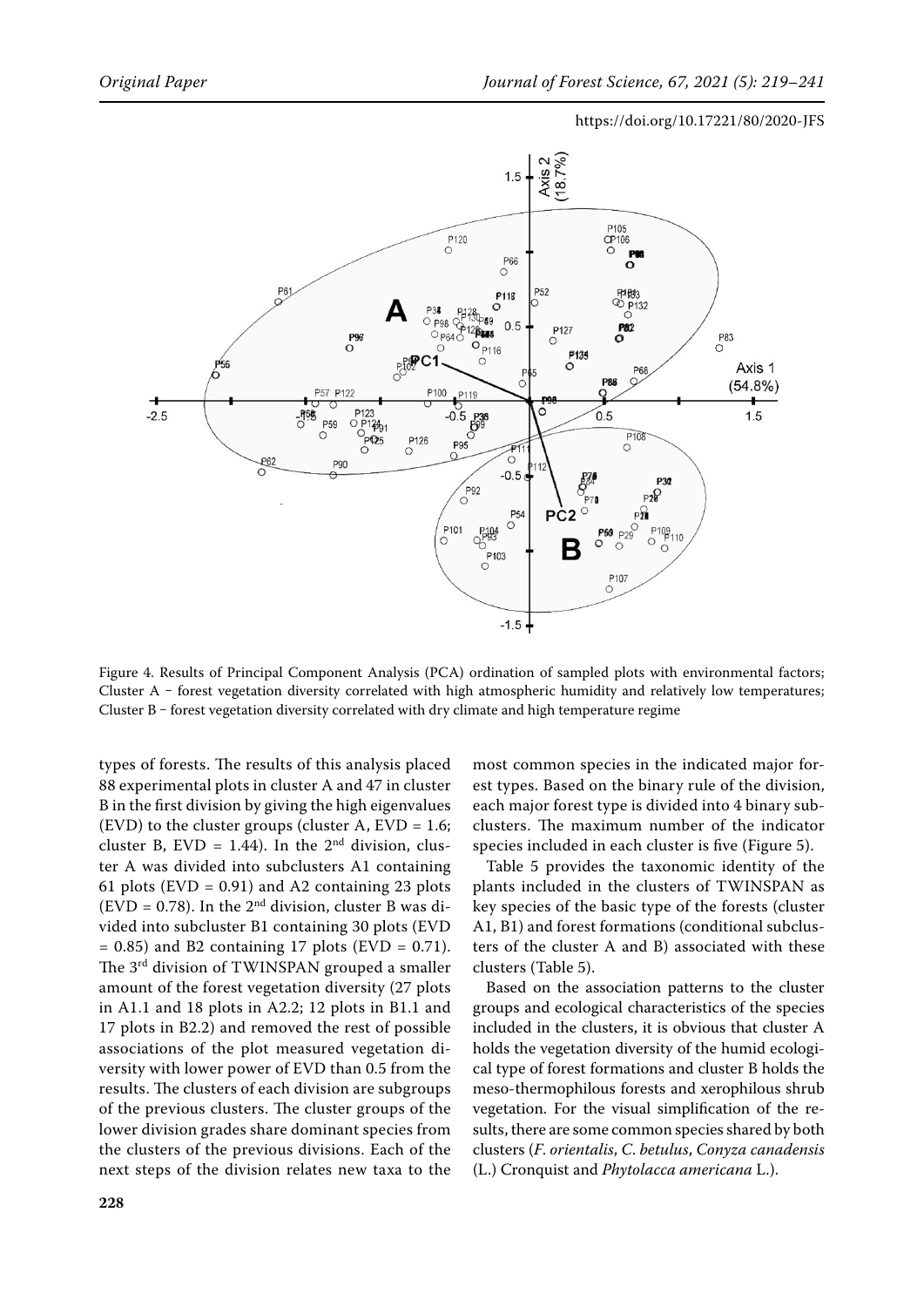Figure 4. Results of Principal Component Analysis (PCA) ordination of sampled plots with environmental factors; Cluster A – forest vegetation diversity correlated with high atmospheric humidity and relatively low temperatures; Cluster B – forest vegetation diversity correlated with dry climate and high temperature regime

types of forests. The results of this analysis placed 88 experimental plots in cluster A and 47 in cluster B in the first division by giving the high eigenvalues (EVD) to the cluster groups (cluster A, EVD = 1.6; cluster B, EVD = 1.44). In the 2nd division, cluster A was divided into subclusters A1 containing 61 plots (EVD = 0.91) and A2 containing 23 plots (EVD = 0.78). In the 2nd division, cluster B was divided into subcluster B1 containing 30 plots (EVD = 0.85) and B2 containing 17 plots (EVD = 0.71). The 3rd division of TWINSPAN grouped a smaller amount of the forest vegetation diversity (27 plots in A1.1 and 18 plots in A2.2; 12 plots in B1.1 and 17 plots in B2.2) and removed the rest of possible associations of the plot measured vegetation diversity with lower power of EVD than 0.5 from the results. The clusters of each division are subgroups of the previous clusters. The cluster groups of the lower division grades share dominant species from the clusters of the previous divisions. Each of the next steps of the division relates new taxa to the most common species in the indicated major forest types. Based on the binary rule of the division, each major forest type is divided into 4 binary subclusters. The maximum number of the indicator species included in each cluster is five (Figure 5).

Table 5 provides the taxonomic identity of the plants included in the clusters of TWINSPAN as key species of the basic type of the forests (cluster A1, B1) and forest formations (conditional subclusters of the cluster A and B) associated with these clusters (Table 5).

Based on the association patterns to the cluster groups and ecological characteristics of the species included in the clusters, it is obvious that cluster A holds the vegetation diversity of the humid ecological type of forest formations and cluster B holds the meso-thermophilous forests and xerophilous shrub vegetation. For the visual simplification of the results, there are some common species shared by both clusters (*F. orientalis*, *C. betulus*, *Conyza canadensis* (L.) Cronquist and *Phytolacca americana* L.).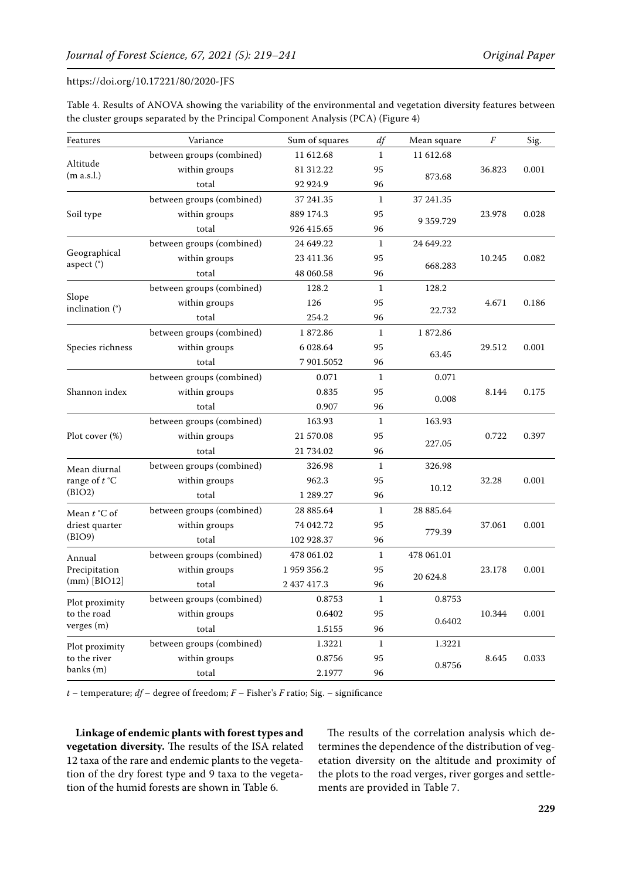Table 4. Results of ANOVA showing the variability of the environmental and vegetation diversity features between the cluster groups separated by the Principal Component Analysis (PCA) (Figure 4)

| Features | Variance | Sum of squares | *df* | Mean square | *F* | Sig. |
|---|---|---|---|---|---|---|
| Altitude (m a.s.l.) | between groups (combined) | 11 612.68 | 1 | 11 612.68 | 36.823 | 0.001 |
| | within groups | 81 312.22 | 95 | 873.68 | | |
| | total | 92 924.9 | 96 | | | |
| Soil type | between groups (combined) | 37 241.35 | 1 | 37 241.35 | 23.978 | 0.028 |
| | within groups | 889 174.3 | 95 | 9 359.729 | | |
| | total | 926 415.65 | 96 | | | |
| Geographical aspect (°) | between groups (combined) | 24 649.22 | 1 | 24 649.22 | 10.245 | 0.082 |
| | within groups | 23 411.36 | 95 | 668.283 | | |
| | total | 48 060.58 | 96 | | | |
| Slope inclination (°) | between groups (combined) | 128.2 | 1 | 128.2 | 4.671 | 0.186 |
| | within groups | 126 | 95 | 22.732 | | |
| | total | 254.2 | 96 | | | |
| Species richness | between groups (combined) | 1 872.86 | 1 | 1 872.86 | 29.512 | 0.001 |
| | within groups | 6 028.64 | 95 | 63.45 | | |
| | total | 7 901.5052 | 96 | | | |
| Shannon index | between groups (combined) | 0.071 | 1 | 0.071 | 8.144 | 0.175 |
| | within groups | 0.835 | 95 | 0.008 | | |
| | total | 0.907 | 96 | | | |
| Plot cover (%) | between groups (combined) | 163.93 | 1 | 163.93 | 0.722 | 0.397 |
| | within groups | 21 570.08 | 95 | 227.05 | | |
| | total | 21 734.02 | 96 | | | |
| Mean diurnal range of *t* °C (BIO2) | between groups (combined) | 326.98 | 1 | 326.98 | 32.28 | 0.001 |
| | within groups | 962.3 | 95 | 10.12 | | |
| | total | 1 289.27 | 96 | | | |
| Mean *t* °C of driest quarter (BIO9) | between groups (combined) | 28 885.64 | 1 | 28 885.64 | 37.061 | 0.001 |
| | within groups | 74 042.72 | 95 | 779.39 | | |
| | total | 102 928.37 | 96 | | | |
| Annual Precipitation (mm) [BIO12] | between groups (combined) | 478 061.02 | 1 | 478 061.01 | 23.178 | 0.001 |
| | within groups | 1 959 356.2 | 95 | 20 624.8 | | |
| | total | 2 437 417.3 | 96 | | | |
| Plot proximity to the road verges (m) | between groups (combined) | 0.8753 | 1 | 0.8753 | 10.344 | 0.001 |
| | within groups | 0.6402 | 95 | 0.6402 | | |
| | total | 1.5155 | 96 | | | |
| Plot proximity to the river banks (m) | between groups (combined) | 1.3221 | 1 | 1.3221 | 8.645 | 0.033 |
| | within groups | 0.8756 | 95 | 0.8756 | | |
| | total | 2.1977 | 96 | | | |

*t* – temperature; *df* – degree of freedom; *F* – Fisher's *F* ratio; Sig. – significance

**Linkage of endemic plants with forest types and vegetation diversity.** The results of the ISA related 12 taxa of the rare and endemic plants to the vegetation of the dry forest type and 9 taxa to the vegetation of the humid forests are shown in Table 6.

The results of the correlation analysis which determines the dependence of the distribution of vegetation diversity on the altitude and proximity of the plots to the road verges, river gorges and settlements are provided in Table 7.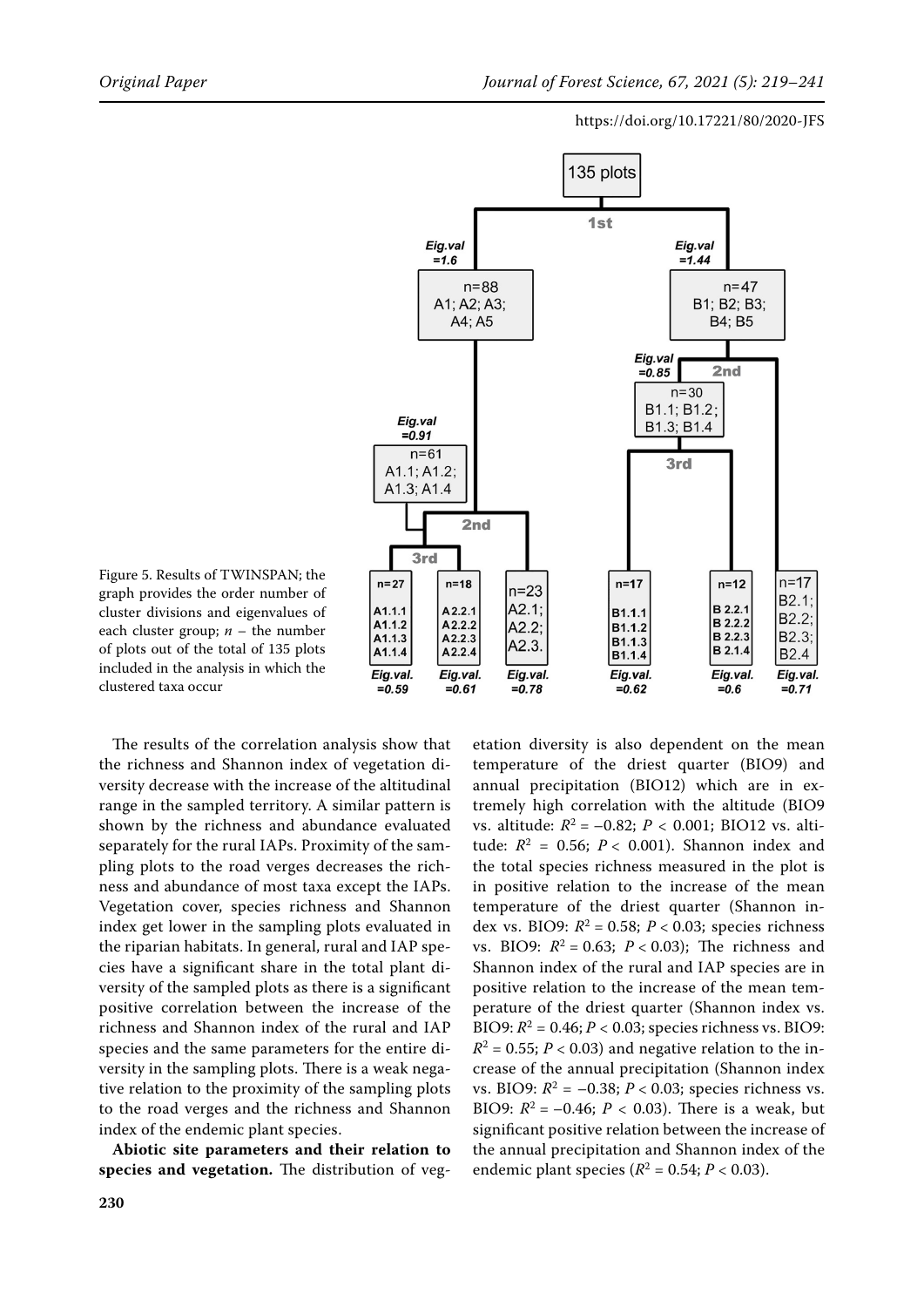Figure 5. Results of TWINSPAN; the graph provides the order number of cluster divisions and eigenvalues of each cluster group; $n$ – the number of plots out of the total of 135 plots included in the analysis in which the clustered taxa occur

The results of the correlation analysis show that the richness and Shannon index of vegetation diversity decrease with the increase of the altitudinal range in the sampled territory. A similar pattern is shown by the richness and abundance evaluated separately for the rural IAPs. Proximity of the sampling plots to the road verges decreases the richness and abundance of most taxa except the IAPs. Vegetation cover, species richness and Shannon index get lower in the sampling plots evaluated in the riparian habitats. In general, rural and IAP species have a significant share in the total plant diversity of the sampled plots as there is a significant positive correlation between the increase of the richness and Shannon index of the rural and IAP species and the same parameters for the entire diversity in the sampling plots. There is a weak negative relation to the proximity of the sampling plots to the road verges and the richness and Shannon index of the endemic plant species.

**Abiotic site parameters and their relation to species and vegetation.** The distribution of vegetation diversity is also dependent on the mean temperature of the driest quarter (BIO9) and annual precipitation (BIO12) which are in extremely high correlation with the altitude (BIO9 vs. altitude: $R^2 = -0.82$; $P < 0.001$; BIO12 vs. altitude: $R^2 = 0.56$; $P < 0.001$). Shannon index and the total species richness measured in the plot is in positive relation to the increase of the mean temperature of the driest quarter (Shannon index vs. BIO9: $R^2 = 0.58$; $P < 0.03$; species richness vs. BIO9: $R^2 = 0.63$; $P < 0.03$); The richness and Shannon index of the rural and IAP species are in positive relation to the increase of the mean temperature of the driest quarter (Shannon index vs. BIO9: $R^2 = 0.46$; $P < 0.03$; species richness vs. BIO9: $R^2 = 0.55$; $P < 0.03$) and negative relation to the increase of the annual precipitation (Shannon index vs. BIO9: $R^2 = -0.38$; $P < 0.03$; species richness vs. BIO9: $R^2 = -0.46$; $P < 0.03$). There is a weak, but significant positive relation between the increase of the annual precipitation and Shannon index of the endemic plant species ($R^2 = 0.54$; $P < 0.03$).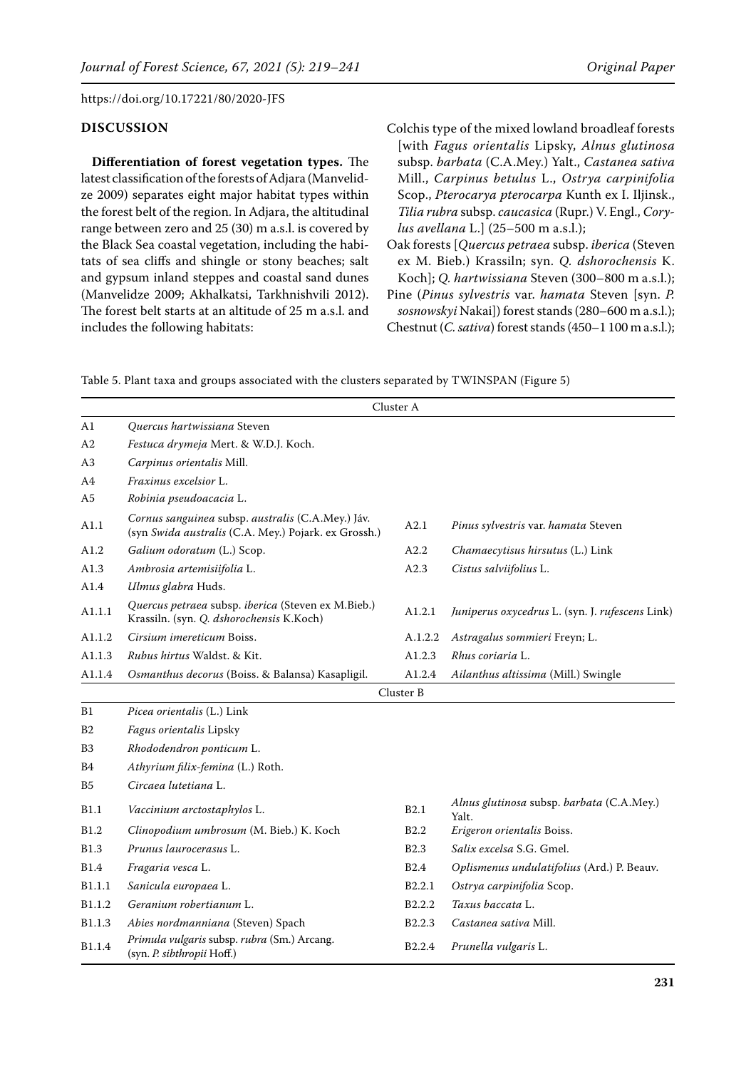## DISCUSSION

**Differentiation of forest vegetation types.** The latest classification of the forests of Adjara (Manvelidze 2009) separates eight major habitat types within the forest belt of the region. In Adjara, the altitudinal range between zero and 25 (30) m a.s.l. is covered by the Black Sea coastal vegetation, including the habitats of sea cliffs and shingle or stony beaches; salt and gypsum inland steppes and coastal sand dunes (Manvelidze 2009; Akhalkatsi, Tarkhnishvili 2012). The forest belt starts at an altitude of 25 m a.s.l. and includes the following habitats:

Colchis type of the mixed lowland broadleaf forests [with *Fagus orientalis* Lipsky, *Alnus glutinosa* subsp. *barbata* (C.A.Mey.) Yalt., *Castanea sativa* Mill., *Carpinus betulus* L., *Ostrya carpinifolia* Scop., *Pterocarya pterocarpa* Kunth ex I. Iljinsk., *Tilia rubra* subsp. *caucasica* (Rupr.) V. Engl., *Corylus avellana* L.] (25–500 m a.s.l.);

Oak forests [*Quercus petraea* subsp. *iberica* (Steven ex M. Bieb.) Krassiln; syn. *Q. dshorochensis* K. Koch]; *Q. hartwissiana* Steven (300–800 m a.s.l.);

Pine (*Pinus sylvestris* var. *hamata* Steven [syn. *P. sosnowskyi* Nakai]) forest stands (280–600 m a.s.l.);

Chestnut (*C. sativa*) forest stands (450–1 100 m a.s.l.);

Table 5. Plant taxa and groups associated with the clusters separated by TWINSPAN (Figure 5)

| Cluster A | | | |
|---|---|---|---|
| A1 | *Quercus hartwissiana* Steven | | |
| A2 | *Festuca drymeja* Mert. & W.D.J. Koch. | | |
| A3 | *Carpinus orientalis* Mill. | | |
| A4 | *Fraxinus excelsior* L. | | |
| A5 | *Robinia pseudoacacia* L. | | |
| A1.1 | *Cornus sanguinea* subsp. *australis* (C.A.Mey.) Jáv. (syn *Swida australis* (C.A. Mey.) Pojark. ex Grossh.) | A2.1 | *Pinus sylvestris* var. *hamata* Steven |
| A1.2 | *Galium odoratum* (L.) Scop. | A2.2 | *Chamaecytisus hirsutus* (L.) Link |
| A1.3 | *Ambrosia artemisiifolia* L. | A2.3 | *Cistus salviifolius* L. |
| A1.4 | *Ulmus glabra* Huds. | | |
| A1.1.1 | *Quercus petraea* subsp. *iberica* (Steven ex M.Bieb.) Krassiln. (syn. *Q. dshorochensis* K.Koch) | A1.2.1 | *Juniperus oxycedrus* L. (syn. J. *rufescens* Link) |
| A1.1.2 | *Cirsium imereticum* Boiss. | A.1.2.2 | *Astragalus sommieri* Freyn; L. |
| A1.1.3 | *Rubus hirtus* Waldst. & Kit. | A1.2.3 | *Rhus coriaria* L. |
| A1.1.4 | *Osmanthus decorus* (Boiss. & Balansa) Kasapligil. | A1.2.4 | *Ailanthus altissima* (Mill.) Swingle |
| **Cluster B** | | | |
| B1 | *Picea orientalis* (L.) Link | | |
| B2 | *Fagus orientalis* Lipsky | | |
| B3 | *Rhododendron ponticum* L. | | |
| B4 | *Athyrium filix-femina* (L.) Roth. | | |
| B5 | *Circaea lutetiana* L. | | |
| B1.1 | *Vaccinium arctostaphylos* L. | B2.1 | *Alnus glutinosa* subsp. *barbata* (C.A.Mey.) Yalt. |
| B1.2 | *Clinopodium umbrosum* (M. Bieb.) K. Koch | B2.2 | *Erigeron orientalis* Boiss. |
| B1.3 | *Prunus laurocerasus* L. | B2.3 | *Salix excelsa* S.G. Gmel. |
| B1.4 | *Fragaria vesca* L. | B2.4 | *Oplismenus undulatifolius* (Ard.) P. Beauv. |
| B1.1.1 | *Sanicula europaea* L. | B2.2.1 | *Ostrya carpinifolia* Scop. |
| B1.1.2 | *Geranium robertianum* L. | B2.2.2 | *Taxus baccata* L. |
| B1.1.3 | *Abies nordmanniana* (Steven) Spach | B2.2.3 | *Castanea sativa* Mill. |
| B1.1.4 | *Primula vulgaris* subsp. *rubra* (Sm.) Arcang. (syn. *P. sibthropii* Hoff.) | B2.2.4 | *Prunella vulgaris* L. |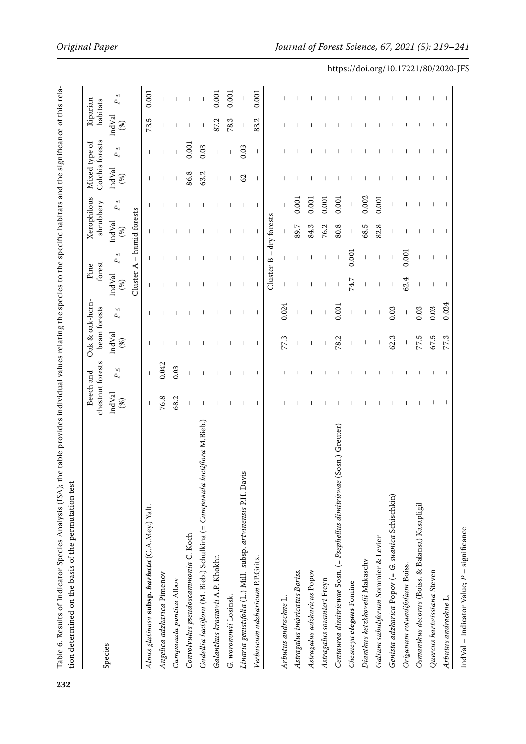Table 6. Results of Indicator Species Analysis (ISA); the table provides individual values relating the species to the specific habitats and the significance of this relation determined on the basis of the permutation test

| Species | Beech and chestnut forests | | Oak & oak-hornbeam forests | | Pine forest | | Xerophilous shrubbery | | Mixed type of Colchis forests | | Riparian habitats | |
|---|---|---|---|---|---|---|---|---|---|---|---|---|
| | IndVal (%) | $P \leq$ | IndVal (%) | $P \leq$ | IndVal (%) | $P \leq$ | IndVal (%) | $P \leq$ | IndVal (%) | $P \leq$ | IndVal (%) | $P \leq$ |
| | Cluster A – humid forests | | | | | | | | | | | |
| *Alnus glutinosa* **subsp. *barbata*** (C.A.Mey.) Yalt. | – | – | – | – | – | – | – | – | – | – | 73.5 | 0.001 |
| *Angelica adzharica* Pimenov | 76.8 | 0.042 | – | – | – | – | – | – | – | – | – | – |
| *Campanula pontica* Albov | 68.2 | 0.03 | – | – | – | – | – | – | – | – | – | – |
| *Convolvulus pseudoscammonia* C. Koch | – | – | – | – | – | – | – | – | 86.8 | 0.001 | – | – |
| *Gadellia lactiflora* (M. Bieb.) Schulkina (= *Campanula lactiflora* M.Bieb.) | – | – | – | – | – | – | – | – | 63.2 | 0.03 | – | – |
| *Galanthus krasnovii* A.P. Khokhr. | – | – | – | – | – | – | – | – | – | – | 87.2 | 0.001 |
| *G. woronowii* Losinsk. | – | – | – | – | – | – | – | – | – | – | 78.3 | 0.001 |
| *Linaria genistifolia* (L.) Mill. subsp. *artvinensis* P.H. Davis | – | – | – | – | – | – | – | – | 62 | 0.03 | – | – |
| *Verbascum adzharicum* P.P.Gritz. | – | – | – | – | – | – | – | – | – | – | 83.2 | 0.001 |
| | Cluster B – dry forests | | | | | | | | | | | |
| *Arbutus andrachne* L. | – | – | 77.3 | 0.024 | – | – | – | – | – | – | – | – |
| *Astragalus imbricatus* Boriss. | – | – | – | – | – | – | 89.7 | 0.001 | – | – | – | – |
| *Astragalus adzharicus* Popov | – | – | – | – | – | – | 84.3 | 0.001 | – | – | – | – |
| *Astragalus sommieri* Freyn | – | – | – | – | – | – | 76.2 | 0.001 | – | – | – | – |
| *Centaurea dimitriewae* Sosn. (= *Psephellus dimitriewae* (Sosn.) Greuter) | – | – | 78.2 | 0.001 | – | – | 80.8 | 0.001 | – | – | – | – |
| *Chesneya* ***elegans*** Fomine | – | – | – | – | 74.7 | 0.001 | – | – | – | – | – | – |
| *Dianthus ketzkhovelii* Makaschv. | – | – | – | – | – | – | 68.5 | 0.002 | – | – | – | – |
| *Galium subuliferum* Sommier & Levier | – | – | – | – | – | – | 82.8 | 0.001 | – | – | – | – |
| *Genista adzharica* Popov (= *G. suanica* Schischkin) | – | – | 62.3 | 0.03 | – | – | – | – | – | – | – | – |
| *Origanum rotundifolium* Boiss. | – | – | – | – | 62.4 | 0.001 | – | – | – | – | – | – |
| *Osmanthus decorus* (Boiss. & Balansa) Kasapligil | – | – | 77.5 | 0.03 | – | – | – | – | – | – | – | – |
| *Quercus hartwissiana* Steven | – | – | 67.5 | 0.03 | – | – | – | – | – | – | – | – |
| *Arbutus andrachne* L. | – | – | 77.3 | 0.024 | – | – | – | – | – | – | – | – |

IndVal – Indicator Value; $P$ – significance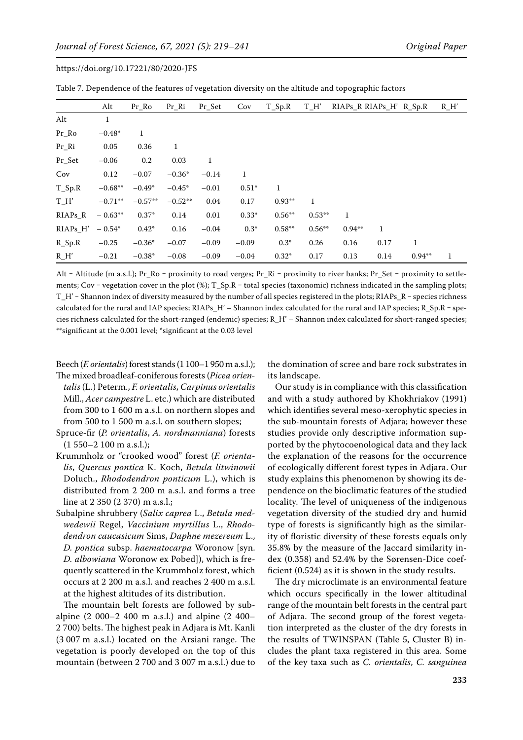Table 7. Dependence of the features of vegetation diversity on the altitude and topographic factors

| | Alt | Pr_Ro | Pr_Ri | Pr_Set | Cov | T_Sp.R | T_H' | RIAPs_R | RIAPs_H' | R_Sp.R | R_H' |
|---|---|---|---|---|---|---|---|---|---|---|---|
| Alt | 1 | | | | | | | | | | |
| Pr_Ro | −0.48* | 1 | | | | | | | | | |
| Pr_Ri | 0.05 | 0.36 | 1 | | | | | | | | |
| Pr_Set | −0.06 | 0.2 | 0.03 | 1 | | | | | | | |
| Cov | 0.12 | −0.07 | −0.36* | −0.14 | 1 | | | | | | |
| T_Sp.R | −0.68** | −0.49* | −0.45* | −0.01 | 0.51* | 1 | | | | | |
| T_H' | −0.71** | −0.57** | −0.52** | 0.04 | 0.17 | 0.93** | 1 | | | | |
| RIAPs_R | − 0.63** | 0.37* | 0.14 | 0.01 | 0.33* | 0.56** | 0.53** | 1 | | | |
| RIAPs_H' | − 0.54* | 0.42* | 0.16 | −0.04 | 0.3* | 0.58** | 0.56** | 0.94** | 1 | | |
| R_Sp.R | −0.25 | −0.36* | −0.07 | −0.09 | −0.09 | 0.3* | 0.26 | 0.16 | 0.17 | 1 | |
| R_H' | −0.21 | −0.38* | −0.08 | −0.09 | −0.04 | 0.32* | 0.17 | 0.13 | 0.14 | 0.94** | 1 |

Alt – Altitude (m a.s.l.); Pr_Ro – proximity to road verges; Pr_Ri – proximity to river banks; Pr_Set – proximity to settlements; Cov – vegetation cover in the plot (%); T_Sp.R – total species (taxonomic) richness indicated in the sampling plots; T_H' – Shannon index of diversity measured by the number of all species registered in the plots; RIAPs_R – species richness calculated for the rural and IAP species; RIAPs_H' – Shannon index calculated for the rural and IAP species; R_Sp.R – species richness calculated for the short-ranged (endemic) species; R_H' – Shannon index calculated for short-ranged species; **significant at the 0.001 level; *significant at the 0.03 level

Beech (*F. orientalis*) forest stands (1 100–1 950 m a.s.l.);

The mixed broadleaf-coniferous forests (*Picea orientalis* (L.) Peterm., *F. orientalis*, *Carpinus orientalis* Mill., *Acer campestre* L. etc.) which are distributed from 300 to 1 600 m a.s.l. on northern slopes and from 500 to 1 500 m a.s.l. on southern slopes;

Spruce-fir (*P. orientalis*, *A. nordmanniana*) forests (1 550–2 100 m a.s.l.);

Krummholz or "crooked wood" forest (*F. orientalis*, *Quercus pontica* K. Koch, *Betula litwinowii* Doluch., *Rhododendron ponticum* L.), which is distributed from 2 200 m a.s.l. and forms a tree line at 2 350 (2 370) m a.s.l.;

Subalpine shrubbery (*Salix caprea* L., *Betula medwedewii* Regel, *Vaccinium myrtillus* L., *Rhododendron caucasicum* Sims, *Daphne mezereum* L., *D. pontica* subsp. *haematocarpa* Woronow [syn. *D. albowiana* Woronow ex Pobed]), which is frequently scattered in the Krummholz forest, which occurs at 2 200 m a.s.l. and reaches 2 400 m a.s.l. at the highest altitudes of its distribution.

The mountain belt forests are followed by subalpine (2 000–2 400 m a.s.l.) and alpine (2 400–2 700) belts. The highest peak in Adjara is Mt. Kanli (3 007 m a.s.l.) located on the Arsiani range. The vegetation is poorly developed on the top of this mountain (between 2 700 and 3 007 m a.s.l.) due to the domination of scree and bare rock substrates in its landscape.

Our study is in compliance with this classification and with a study authored by Khokhriakov (1991) which identifies several meso-xerophytic species in the sub-mountain forests of Adjara; however these studies provide only descriptive information supported by the phytocoenological data and they lack the explanation of the reasons for the occurrence of ecologically different forest types in Adjara. Our study explains this phenomenon by showing its dependence on the bioclimatic features of the studied locality. The level of uniqueness of the indigenous vegetation diversity of the studied dry and humid type of forests is significantly high as the similarity of floristic diversity of these forests equals only 35.8% by the measure of the Jaccard similarity index (0.358) and 52.4% by the Sørensen-Dice coefficient (0.524) as it is shown in the study results.

The dry microclimate is an environmental feature which occurs specifically in the lower altitudinal range of the mountain belt forests in the central part of Adjara. The second group of the forest vegetation interpreted as the cluster of the dry forests in the results of TWINSPAN (Table 5, Cluster B) includes the plant taxa registered in this area. Some of the key taxa such as *C. orientalis*, *C. sanguinea*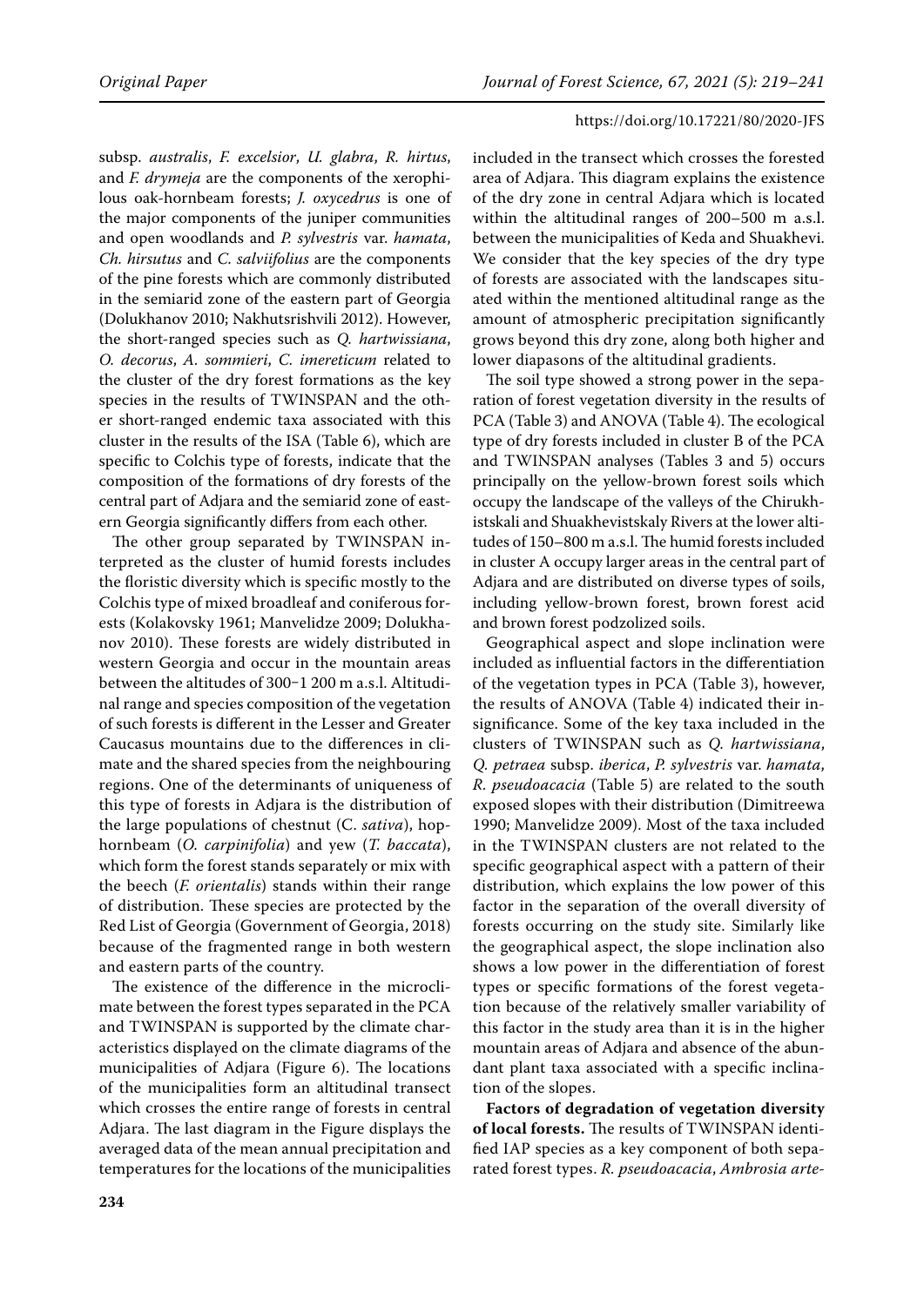subsp. *australis*, *F. excelsior*, *U. glabra*, *R. hirtus*, and *F. drymeja* are the components of the xerophilous oak-hornbeam forests; *J. oxycedrus* is one of the major components of the juniper communities and open woodlands and *P. sylvestris* var. *hamata*, *Ch. hirsutus* and *C. salviifolius* are the components of the pine forests which are commonly distributed in the semiarid zone of the eastern part of Georgia (Dolukhanov 2010; Nakhutsrishvili 2012). However, the short-ranged species such as *Q. hartwissiana*, *O. decorus*, *A. sommieri*, *C. imereticum* related to the cluster of the dry forest formations as the key species in the results of TWINSPAN and the other short-ranged endemic taxa associated with this cluster in the results of the ISA (Table 6), which are specific to Colchis type of forests, indicate that the composition of the formations of dry forests of the central part of Adjara and the semiarid zone of eastern Georgia significantly differs from each other.

The other group separated by TWINSPAN interpreted as the cluster of humid forests includes the floristic diversity which is specific mostly to the Colchis type of mixed broadleaf and coniferous forests (Kolakovsky 1961; Manvelidze 2009; Dolukhanov 2010). These forests are widely distributed in western Georgia and occur in the mountain areas between the altitudes of 300–1 200 m a.s.l. Altitudinal range and species composition of the vegetation of such forests is different in the Lesser and Greater Caucasus mountains due to the differences in climate and the shared species from the neighbouring regions. One of the determinants of uniqueness of this type of forests in Adjara is the distribution of the large populations of chestnut (*C. sativa*), hop-hornbeam (*O. carpinifolia*) and yew (*T. baccata*), which form the forest stands separately or mix with the beech (*F. orientalis*) stands within their range of distribution. These species are protected by the Red List of Georgia (Government of Georgia, 2018) because of the fragmented range in both western and eastern parts of the country.

The existence of the difference in the microclimate between the forest types separated in the PCA and TWINSPAN is supported by the climate characteristics displayed on the climate diagrams of the municipalities of Adjara (Figure 6). The locations of the municipalities form an altitudinal transect which crosses the entire range of forests in central Adjara. The last diagram in the Figure displays the averaged data of the mean annual precipitation and temperatures for the locations of the municipalities included in the transect which crosses the forested area of Adjara. This diagram explains the existence of the dry zone in central Adjara which is located within the altitudinal ranges of 200–500 m a.s.l. between the municipalities of Keda and Shuakhevi. We consider that the key species of the dry type of forests are associated with the landscapes situated within the mentioned altitudinal range as the amount of atmospheric precipitation significantly grows beyond this dry zone, along both higher and lower diapasons of the altitudinal gradients.

The soil type showed a strong power in the separation of forest vegetation diversity in the results of PCA (Table 3) and ANOVA (Table 4). The ecological type of dry forests included in cluster B of the PCA and TWINSPAN analyses (Tables 3 and 5) occurs principally on the yellow-brown forest soils which occupy the landscape of the valleys of the Chirukhistskali and Shuakhevistskaly Rivers at the lower altitudes of 150–800 m a.s.l. The humid forests included in cluster A occupy larger areas in the central part of Adjara and are distributed on diverse types of soils, including yellow-brown forest, brown forest acid and brown forest podzolized soils.

Geographical aspect and slope inclination were included as influential factors in the differentiation of the vegetation types in PCA (Table 3), however, the results of ANOVA (Table 4) indicated their insignificance. Some of the key taxa included in the clusters of TWINSPAN such as *Q. hartwissiana*, *Q. petraea* subsp. *iberica*, *P. sylvestris* var. *hamata*, *R. pseudoacacia* (Table 5) are related to the south exposed slopes with their distribution (Dimitreewa 1990; Manvelidze 2009). Most of the taxa included in the TWINSPAN clusters are not related to the specific geographical aspect with a pattern of their distribution, which explains the low power of this factor in the separation of the overall diversity of forests occurring on the study site. Similarly like the geographical aspect, the slope inclination also shows a low power in the differentiation of forest types or specific formations of the forest vegetation because of the relatively smaller variability of this factor in the study area than it is in the higher mountain areas of Adjara and absence of the abundant plant taxa associated with a specific inclination of the slopes.

**Factors of degradation of vegetation diversity of local forests.** The results of TWINSPAN identified IAP species as a key component of both separated forest types. *R. pseudoacacia*, *Ambrosia arte-*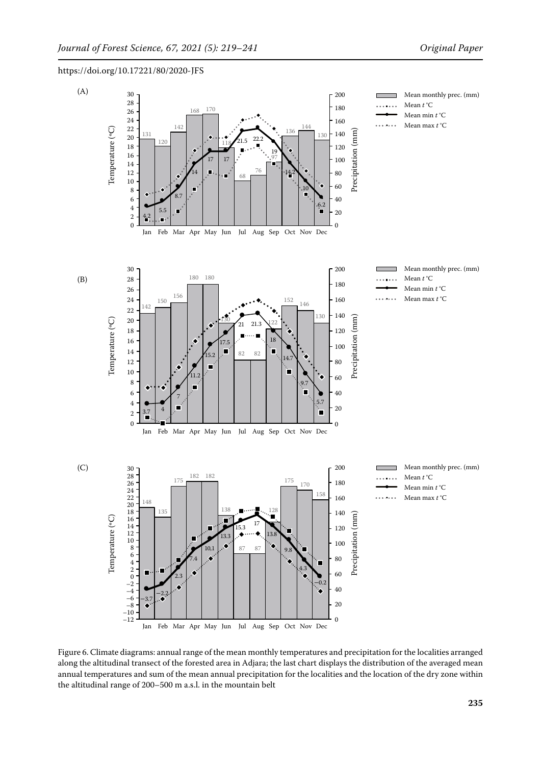https://doi.org/10.17221/80/2020-JFS

Figure 6. Climate diagrams: annual range of the mean monthly temperatures and precipitation for the localities arranged along the altitudinal transect of the forested area in Adjara; the last chart displays the distribution of the averaged mean annual temperatures and sum of the mean annual precipitation for the localities and the location of the dry zone within the altitudinal range of 200–500 m a.s.l. in the mountain belt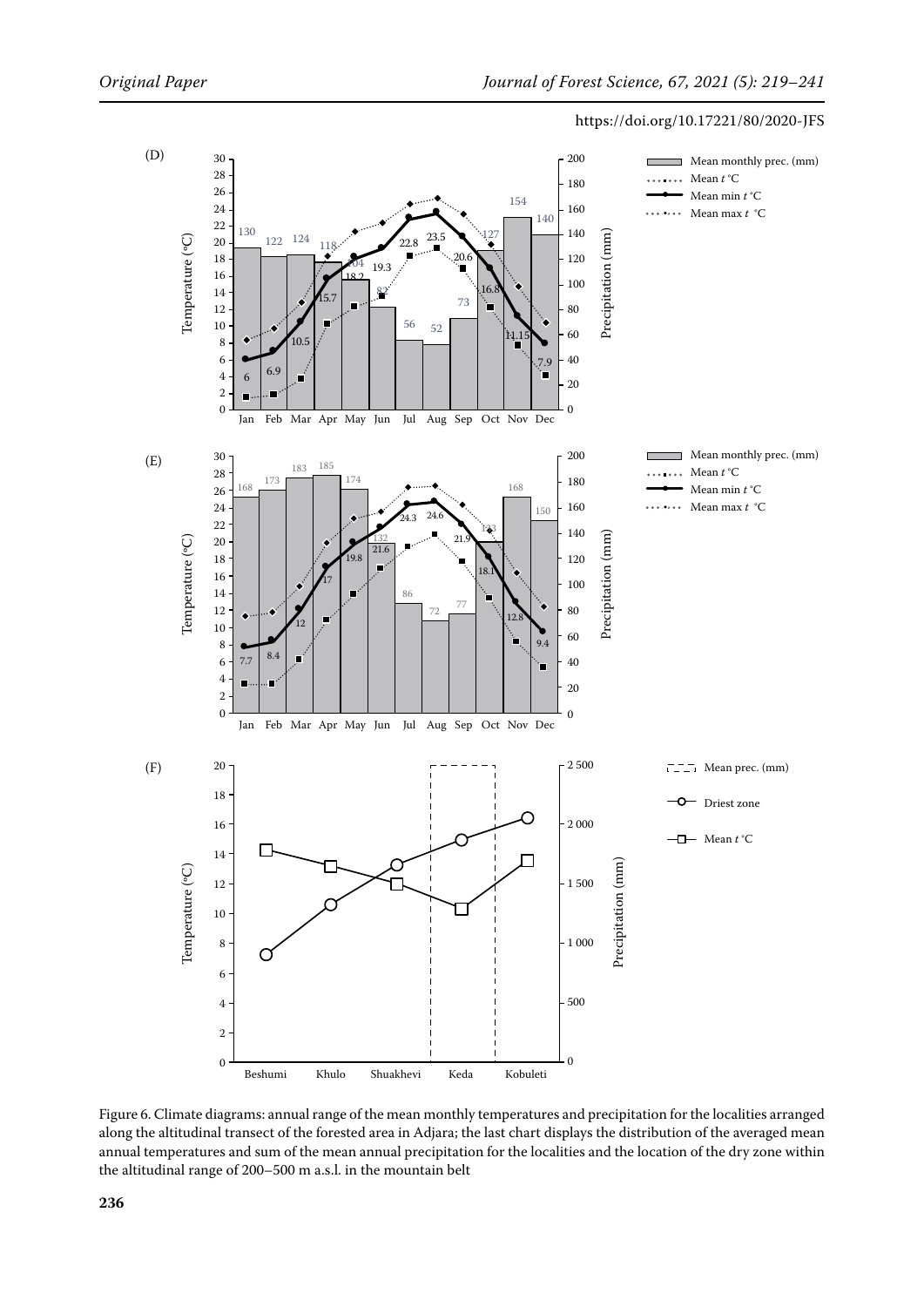Figure 6. Climate diagrams: annual range of the mean monthly temperatures and precipitation for the localities arranged along the altitudinal transect of the forested area in Adjara; the last chart displays the distribution of the averaged mean annual temperatures and sum of the mean annual precipitation for the localities and the location of the dry zone within the altitudinal range of 200–500 m a.s.l. in the mountain belt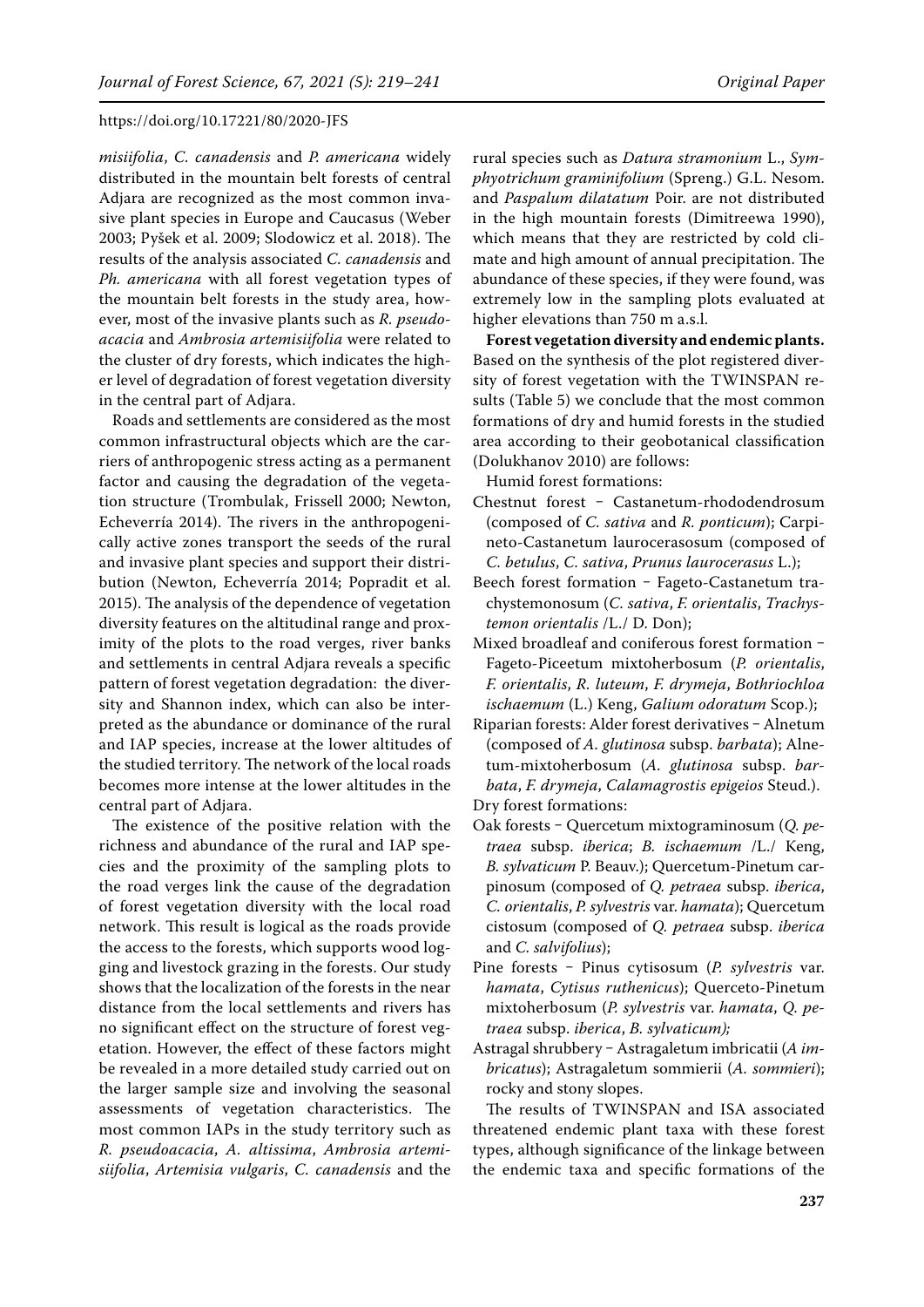*misiifolia*, *C. canadensis* and *P. americana* widely distributed in the mountain belt forests of central Adjara are recognized as the most common invasive plant species in Europe and Caucasus (Weber 2003; Pyšek et al. 2009; Slodowicz et al. 2018). The results of the analysis associated *C. canadensis* and *Ph. americana* with all forest vegetation types of the mountain belt forests in the study area, however, most of the invasive plants such as *R. pseudoacacia* and *Ambrosia artemisiifolia* were related to the cluster of dry forests, which indicates the higher level of degradation of forest vegetation diversity in the central part of Adjara.

Roads and settlements are considered as the most common infrastructural objects which are the carriers of anthropogenic stress acting as a permanent factor and causing the degradation of the vegetation structure (Trombulak, Frissell 2000; Newton, Echeverría 2014). The rivers in the anthropogenically active zones transport the seeds of the rural and invasive plant species and support their distribution (Newton, Echeverría 2014; Popradit et al. 2015). The analysis of the dependence of vegetation diversity features on the altitudinal range and proximity of the plots to the road verges, river banks and settlements in central Adjara reveals a specific pattern of forest vegetation degradation: the diversity and Shannon index, which can also be interpreted as the abundance or dominance of the rural and IAP species, increase at the lower altitudes of the studied territory. The network of the local roads becomes more intense at the lower altitudes in the central part of Adjara.

The existence of the positive relation with the richness and abundance of the rural and IAP species and the proximity of the sampling plots to the road verges link the cause of the degradation of forest vegetation diversity with the local road network. This result is logical as the roads provide the access to the forests, which supports wood logging and livestock grazing in the forests. Our study shows that the localization of the forests in the near distance from the local settlements and rivers has no significant effect on the structure of forest vegetation. However, the effect of these factors might be revealed in a more detailed study carried out on the larger sample size and involving the seasonal assessments of vegetation characteristics. The most common IAPs in the study territory such as *R. pseudoacacia*, *A. altissima*, *Ambrosia artemisiifolia*, *Artemisia vulgaris*, *C. canadensis* and the rural species such as *Datura stramonium* L., *Symphyotrichum graminifolium* (Spreng.) G.L. Nesom. and *Paspalum dilatatum* Poir. are not distributed in the high mountain forests (Dimitreewa 1990), which means that they are restricted by cold climate and high amount of annual precipitation. The abundance of these species, if they were found, was extremely low in the sampling plots evaluated at higher elevations than 750 m a.s.l.

**Forest vegetation diversity and endemic plants.** Based on the synthesis of the plot registered diversity of forest vegetation with the TWINSPAN results (Table 5) we conclude that the most common formations of dry and humid forests in the studied area according to their geobotanical classification (Dolukhanov 2010) are follows:

Humid forest formations:

- Chestnut forest – Castanetum-rhododendrosum (composed of *C. sativa* and *R. ponticum*); Carpineto-Castanetum laurocerasosum (composed of *C. betulus*, *C. sativa*, *Prunus laurocerasus* L.);
- Beech forest formation – Fageto-Castanetum trachystemonosum (*C. sativa*, *F. orientalis*, *Trachystemon orientalis* /L./ D. Don);
- Mixed broadleaf and coniferous forest formation – Fageto-Piceetum mixtoherbosum (*P. orientalis*, *F. orientalis*, *R. luteum*, *F. drymeja*, *Bothriochloa ischaemum* (L.) Keng, *Galium odoratum* Scop.);
- Riparian forests: Alder forest derivatives – Alnetum (composed of *A. glutinosa* subsp. *barbata*); Alnetum-mixtoherbosum (*A. glutinosa* subsp. *barbata*, *F. drymeja*, *Calamagrostis epigeios* Steud.).

Dry forest formations:

- Oak forests – Quercetum mixtograminosum (*Q. petraea* subsp. *iberica*; *B. ischaemum* /L./ Keng, *B. sylvaticum* P. Beauv.); Quercetum-Pinetum carpinosum (composed of *Q. petraea* subsp. *iberica*, *C. orientalis*, *P. sylvestris* var. *hamata*); Quercetum cistosum (composed of *Q. petraea* subsp. *iberica* and *C. salvifolius*);
- Pine forests – Pinus cytisosum (*P. sylvestris* var. *hamata*, *Cytisus ruthenicus*); Querceto-Pinetum mixtoherbosum (*P. sylvestris* var. *hamata*, *Q. petraea* subsp. *iberica*, *B. sylvaticum);*
- Astragal shrubbery – Astragaletum imbricatii (*A imbricatus*); Astragaletum sommierii (*A. sommieri*); rocky and stony slopes.

The results of TWINSPAN and ISA associated threatened endemic plant taxa with these forest types, although significance of the linkage between the endemic taxa and specific formations of the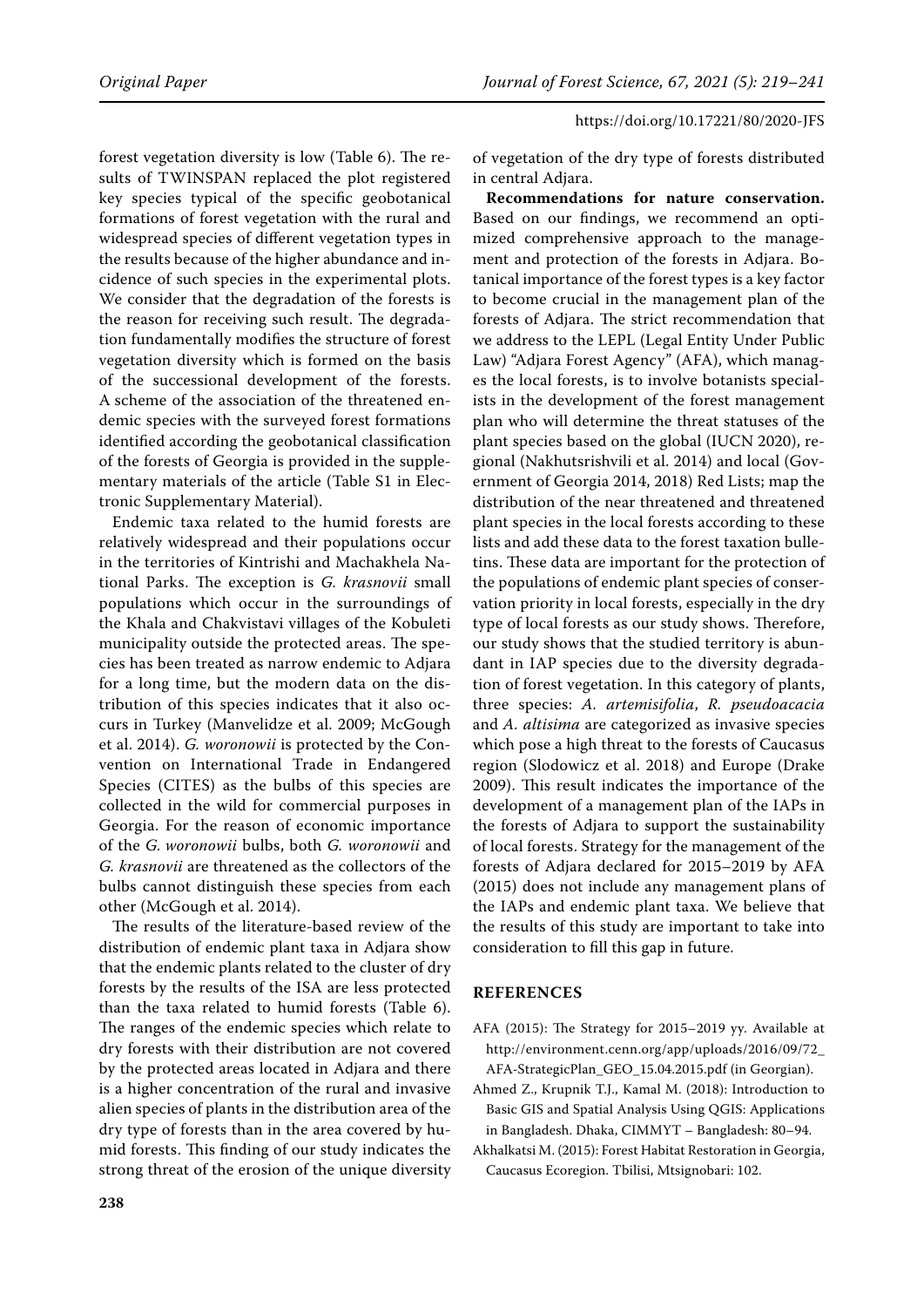forest vegetation diversity is low (Table 6). The results of TWINSPAN replaced the plot registered key species typical of the specific geobotanical formations of forest vegetation with the rural and widespread species of different vegetation types in the results because of the higher abundance and incidence of such species in the experimental plots. We consider that the degradation of the forests is the reason for receiving such result. The degradation fundamentally modifies the structure of forest vegetation diversity which is formed on the basis of the successional development of the forests. A scheme of the association of the threatened endemic species with the surveyed forest formations identified according the geobotanical classification of the forests of Georgia is provided in the supplementary materials of the article (Table S1 in Electronic Supplementary Material).

Endemic taxa related to the humid forests are relatively widespread and their populations occur in the territories of Kintrishi and Machakhela National Parks. The exception is *G. krasnovii* small populations which occur in the surroundings of the Khala and Chakvistavi villages of the Kobuleti municipality outside the protected areas. The species has been treated as narrow endemic to Adjara for a long time, but the modern data on the distribution of this species indicates that it also occurs in Turkey (Manvelidze et al. 2009; McGough et al. 2014). *G. woronowii* is protected by the Convention on International Trade in Endangered Species (CITES) as the bulbs of this species are collected in the wild for commercial purposes in Georgia. For the reason of economic importance of the *G. woronowii* bulbs, both *G. woronowii* and *G. krasnovii* are threatened as the collectors of the bulbs cannot distinguish these species from each other (McGough et al. 2014).

The results of the literature-based review of the distribution of endemic plant taxa in Adjara show that the endemic plants related to the cluster of dry forests by the results of the ISA are less protected than the taxa related to humid forests (Table 6). The ranges of the endemic species which relate to dry forests with their distribution are not covered by the protected areas located in Adjara and there is a higher concentration of the rural and invasive alien species of plants in the distribution area of the dry type of forests than in the area covered by humid forests. This finding of our study indicates the strong threat of the erosion of the unique diversity of vegetation of the dry type of forests distributed in central Adjara.

**Recommendations for nature conservation.** Based on our findings, we recommend an optimized comprehensive approach to the management and protection of the forests in Adjara. Botanical importance of the forest types is a key factor to become crucial in the management plan of the forests of Adjara. The strict recommendation that we address to the LEPL (Legal Entity Under Public Law) "Adjara Forest Agency" (AFA), which manages the local forests, is to involve botanists specialists in the development of the forest management plan who will determine the threat statuses of the plant species based on the global (IUCN 2020), regional (Nakhutsrishvili et al. 2014) and local (Government of Georgia 2014, 2018) Red Lists; map the distribution of the near threatened and threatened plant species in the local forests according to these lists and add these data to the forest taxation bulletins. These data are important for the protection of the populations of endemic plant species of conservation priority in local forests, especially in the dry type of local forests as our study shows. Therefore, our study shows that the studied territory is abundant in IAP species due to the diversity degradation of forest vegetation. In this category of plants, three species: *A. artemisifolia*, *R. pseudoacacia* and *A. altisima* are categorized as invasive species which pose a high threat to the forests of Caucasus region (Slodowicz et al. 2018) and Europe (Drake 2009). This result indicates the importance of the development of a management plan of the IAPs in the forests of Adjara to support the sustainability of local forests. Strategy for the management of the forests of Adjara declared for 2015–2019 by AFA (2015) does not include any management plans of the IAPs and endemic plant taxa. We believe that the results of this study are important to take into consideration to fill this gap in future.

## REFERENCES

AFA (2015): The Strategy for 2015–2019 yy. Available at http://environment.cenn.org/app/uploads/2016/09/72_AFA-StrategicPlan_GEO_15.04.2015.pdf (in Georgian).

Ahmed Z., Krupnik T.J., Kamal M. (2018): Introduction to Basic GIS and Spatial Analysis Using QGIS: Applications in Bangladesh. Dhaka, CIMMYT – Bangladesh: 80–94.

Akhalkatsi M. (2015): Forest Habitat Restoration in Georgia, Caucasus Ecoregion. Tbilisi, Mtsignobari: 102.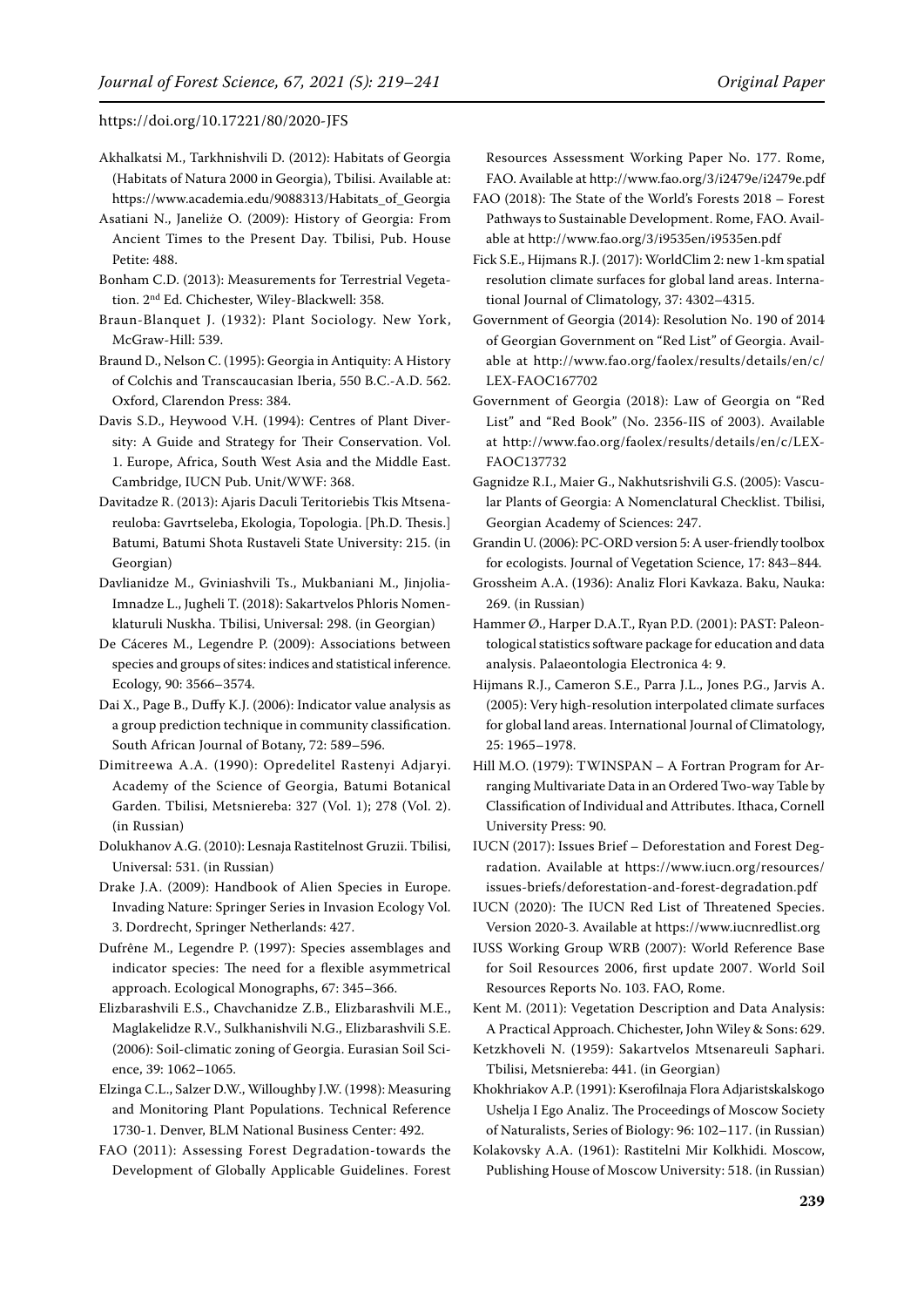Akhalkatsi M., Tarkhnishvili D. (2012): Habitats of Georgia (Habitats of Natura 2000 in Georgia), Tbilisi. Available at: https://www.academia.edu/9088313/Habitats_of_Georgia

Asatiani N., Janeliže O. (2009): History of Georgia: From Ancient Times to the Present Day. Tbilisi, Pub. House Petite: 488.

Bonham C.D. (2013): Measurements for Terrestrial Vegetation. 2nd Ed. Chichester, Wiley-Blackwell: 358.

Braun-Blanquet J. (1932): Plant Sociology. New York, McGraw-Hill: 539.

Braund D., Nelson C. (1995): Georgia in Antiquity: A History of Colchis and Transcaucasian Iberia, 550 B.C.-A.D. 562. Oxford, Clarendon Press: 384.

Davis S.D., Heywood V.H. (1994): Centres of Plant Diversity: A Guide and Strategy for Their Conservation. Vol. 1. Europe, Africa, South West Asia and the Middle East. Cambridge, IUCN Pub. Unit/WWF: 368.

Davitadze R. (2013): Ajaris Daculi Teritoriebis Tkis Mtsenareuloba: Gavrtseleba, Ekologia, Topologia. [Ph.D. Thesis.] Batumi, Batumi Shota Rustaveli State University: 215. (in Georgian)

Davlianidze M., Gviniashvili Ts., Mukbaniani M., Jinjolia-Imnadze L., Jugheli T. (2018): Sakartvelos Phloris Nomenklaturuli Nuskha. Tbilisi, Universal: 298. (in Georgian)

De Cáceres M., Legendre P. (2009): Associations between species and groups of sites: indices and statistical inference. Ecology, 90: 3566–3574.

Dai X., Page B., Duffy K.J. (2006): Indicator value analysis as a group prediction technique in community classification. South African Journal of Botany, 72: 589–596.

Dimitreewa A.A. (1990): Opredelitel Rastenyi Adjaryi. Academy of the Science of Georgia, Batumi Botanical Garden. Tbilisi, Metsniereba: 327 (Vol. 1); 278 (Vol. 2). (in Russian)

Dolukhanov A.G. (2010): Lesnaja Rastitelnost Gruzii. Tbilisi, Universal: 531. (in Russian)

Drake J.A. (2009): Handbook of Alien Species in Europe. Invading Nature: Springer Series in Invasion Ecology Vol. 3. Dordrecht, Springer Netherlands: 427.

Dufrêne M., Legendre P. (1997): Species assemblages and indicator species: The need for a flexible asymmetrical approach. Ecological Monographs, 67: 345–366.

Elizbarashvili E.S., Chavchanidze Z.B., Elizbarashvili M.E., Maglakelidze R.V., Sulkhanishvili N.G., Elizbarashvili S.E. (2006): Soil-climatic zoning of Georgia. Eurasian Soil Science, 39: 1062–1065.

Elzinga C.L., Salzer D.W., Willoughby J.W. (1998): Measuring and Monitoring Plant Populations. Technical Reference 1730-1. Denver, BLM National Business Center: 492.

FAO (2011): Assessing Forest Degradation-towards the Development of Globally Applicable Guidelines. Forest Resources Assessment Working Paper No. 177. Rome, FAO. Available at http://www.fao.org/3/i2479e/i2479e.pdf

FAO (2018): The State of the World's Forests 2018 – Forest Pathways to Sustainable Development. Rome, FAO. Available at http://www.fao.org/3/i9535en/i9535en.pdf

Fick S.E., Hijmans R.J. (2017): WorldClim 2: new 1-km spatial resolution climate surfaces for global land areas. International Journal of Climatology, 37: 4302–4315.

Government of Georgia (2014): Resolution No. 190 of 2014 of Georgian Government on "Red List" of Georgia. Available at http://www.fao.org/faolex/results/details/en/c/LEX-FAOC167702

Government of Georgia (2018): Law of Georgia on "Red List" and "Red Book" (No. 2356-IIS of 2003). Available at http://www.fao.org/faolex/results/details/en/c/LEX-FAOC137732

Gagnidze R.I., Maier G., Nakhutsrishvili G.S. (2005): Vascular Plants of Georgia: A Nomenclatural Checklist. Tbilisi, Georgian Academy of Sciences: 247.

Grandin U. (2006): PC-ORD version 5: A user-friendly toolbox for ecologists. Journal of Vegetation Science, 17: 843–844.

Grossheim A.A. (1936): Analiz Flori Kavkaza. Baku, Nauka: 269. (in Russian)

Hammer Ø., Harper D.A.T., Ryan P.D. (2001): PAST: Paleontological statistics software package for education and data analysis. Palaeontologia Electronica 4: 9.

Hijmans R.J., Cameron S.E., Parra J.L., Jones P.G., Jarvis A. (2005): Very high-resolution interpolated climate surfaces for global land areas. International Journal of Climatology, 25: 1965–1978.

Hill M.O. (1979): TWINSPAN – A Fortran Program for Arranging Multivariate Data in an Ordered Two-way Table by Classification of Individual and Attributes. Ithaca, Cornell University Press: 90.

IUCN (2017): Issues Brief – Deforestation and Forest Degradation. Available at https://www.iucn.org/resources/issues-briefs/deforestation-and-forest-degradation.pdf

IUCN (2020): The IUCN Red List of Threatened Species. Version 2020-3. Available at https://www.iucnredlist.org

IUSS Working Group WRB (2007): World Reference Base for Soil Resources 2006, first update 2007. World Soil Resources Reports No. 103. FAO, Rome.

Kent M. (2011): Vegetation Description and Data Analysis: A Practical Approach. Chichester, John Wiley & Sons: 629.

Ketzkhoveli N. (1959): Sakartvelos Mtsenareuli Saphari. Tbilisi, Metsniereba: 441. (in Georgian)

Khokhriakov A.P. (1991): Kserofilnaja Flora Adjaristskalskogo Ushelja I Ego Analiz. The Proceedings of Moscow Society of Naturalists, Series of Biology: 96: 102–117. (in Russian)

Kolakovsky A.A. (1961): Rastitelni Mir Kolkhidi. Moscow, Publishing House of Moscow University: 518. (in Russian)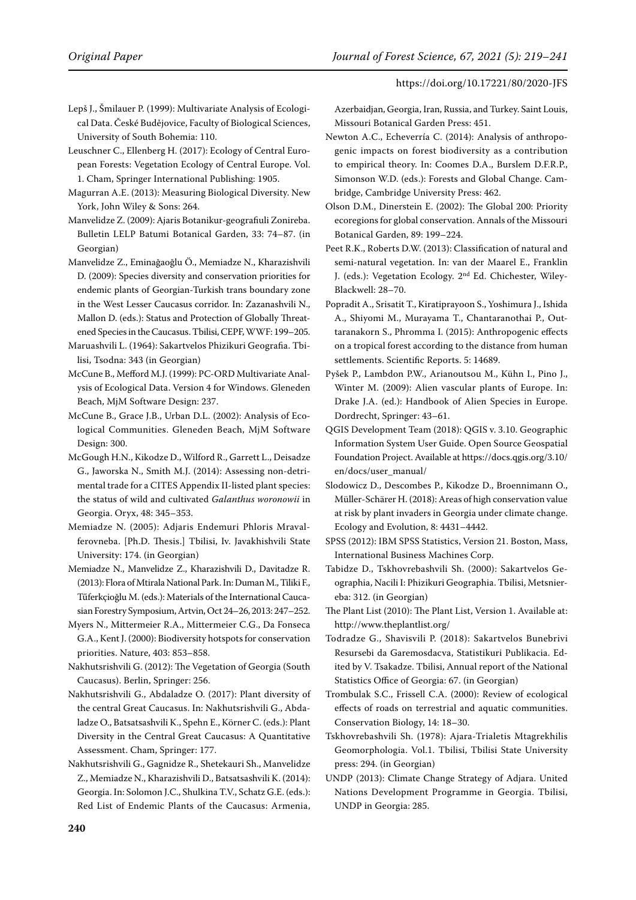Lepš J., Šmilauer P. (1999): Multivariate Analysis of Ecological Data. České Budějovice, Faculty of Biological Sciences, University of South Bohemia: 110.

Leuschner C., Ellenberg H. (2017): Ecology of Central European Forests: Vegetation Ecology of Central Europe. Vol. 1. Cham, Springer International Publishing: 1905.

Magurran A.E. (2013): Measuring Biological Diversity. New York, John Wiley & Sons: 264.

Manvelidze Z. (2009): Ajaris Botanikur-geografiuli Zonireba. Bulletin LELP Batumi Botanical Garden, 33: 74–87. (in Georgian)

Manvelidze Z., Eminağaoğlu Ö., Memiadze N., Kharazishvili D. (2009): Species diversity and conservation priorities for endemic plants of Georgian-Turkish trans boundary zone in the West Lesser Caucasus corridor. In: Zazanashvili N., Mallon D. (eds.): Status and Protection of Globally Threatened Species in the Caucasus. Tbilisi, CEPF, WWF: 199–205.

Maruashvili L. (1964): Sakartvelos Phizikuri Geografia. Tbilisi, Tsodna: 343 (in Georgian)

McCune B., Mefford M.J. (1999): PC-ORD Multivariate Analysis of Ecological Data. Version 4 for Windows. Gleneden Beach, MjM Software Design: 237.

McCune B., Grace J.B., Urban D.L. (2002): Analysis of Ecological Communities. Gleneden Beach, MjM Software Design: 300.

McGough H.N., Kikodze D., Wilford R., Garrett L., Deisadze G., Jaworska N., Smith M.J. (2014): Assessing non-detrimental trade for a CITES Appendix II-listed plant species: the status of wild and cultivated *Galanthus woronowii* in Georgia. Oryx, 48: 345–353.

Memiadze N. (2005): Adjaris Endemuri Phloris Mravalferovneba. [Ph.D. Thesis.] Tbilisi, Iv. Javakhishvili State University: 174. (in Georgian)

Memiadze N., Manvelidze Z., Kharazishvili D., Davitadze R. (2013): Flora of Mtirala National Park. In: Duman M., Tiliki F., Tüferkçioğlu M. (eds.): Materials of the International Caucasian Forestry Symposium, Artvin, Oct 24–26, 2013: 247–252.

Myers N., Mittermeier R.A., Mittermeier C.G., Da Fonseca G.A., Kent J. (2000): Biodiversity hotspots for conservation priorities. Nature, 403: 853–858.

Nakhutsrishvili G. (2012): The Vegetation of Georgia (South Caucasus). Berlin, Springer: 256.

Nakhutsrishvili G., Abdaladze O. (2017): Plant diversity of the central Great Caucasus. In: Nakhutsrishvili G., Abdaladze O., Batsatsashvili K., Spehn E., Körner C. (eds.): Plant Diversity in the Central Great Caucasus: A Quantitative Assessment. Cham, Springer: 177.

Nakhutsrishvili G., Gagnidze R., Shetekauri Sh., Manvelidze Z., Memiadze N., Kharazishvili D., Batsatsashvili K. (2014): Georgia. In: Solomon J.C., Shulkina T.V., Schatz G.E. (eds.): Red List of Endemic Plants of the Caucasus: Armenia, Azerbaidjan, Georgia, Iran, Russia, and Turkey. Saint Louis, Missouri Botanical Garden Press: 451.

Newton A.C., Echeverría C. (2014): Analysis of anthropogenic impacts on forest biodiversity as a contribution to empirical theory. In: Coomes D.A., Burslem D.F.R.P., Simonson W.D. (eds.): Forests and Global Change. Cambridge, Cambridge University Press: 462.

Olson D.M., Dinerstein E. (2002): The Global 200: Priority ecoregions for global conservation. Annals of the Missouri Botanical Garden, 89: 199–224.

Peet R.K., Roberts D.W. (2013): Classification of natural and semi-natural vegetation. In: van der Maarel E., Franklin J. (eds.): Vegetation Ecology. 2nd Ed. Chichester, Wiley-Blackwell: 28–70.

Popradit A., Srisatit T., Kiratiprayoon S., Yoshimura J., Ishida A., Shiyomi M., Murayama T., Chantaranothai P., Outtaranakorn S., Phromma I. (2015): Anthropogenic effects on a tropical forest according to the distance from human settlements. Scientific Reports. 5: 14689.

Pyšek P., Lambdon P.W., Arianoutsou M., Kühn I., Pino J., Winter M. (2009): Alien vascular plants of Europe. In: Drake J.A. (ed.): Handbook of Alien Species in Europe. Dordrecht, Springer: 43–61.

QGIS Development Team (2018): QGIS v. 3.10. Geographic Information System User Guide. Open Source Geospatial Foundation Project. Available at https://docs.qgis.org/3.10/en/docs/user_manual/

Slodowicz D., Descombes P., Kikodze D., Broennimann O., Müller-Schärer H. (2018): Areas of high conservation value at risk by plant invaders in Georgia under climate change. Ecology and Evolution, 8: 4431–4442.

SPSS (2012): IBM SPSS Statistics, Version 21. Boston, Mass, International Business Machines Corp.

Tabidze D., Tskhovrebashvili Sh. (2000): Sakartvelos Geographia, Nacili I: Phizikuri Geographia. Tbilisi, Metsniereba: 312. (in Georgian)

The Plant List (2010): The Plant List, Version 1. Available at: http://www.theplantlist.org/

Todradze G., Shavisvili P. (2018): Sakartvelos Bunebrivi Resursebi da Garemosdacva, Statistikuri Publikacia. Edited by V. Tsakadze. Tbilisi, Annual report of the National Statistics Office of Georgia: 67. (in Georgian)

Trombulak S.C., Frissell C.A. (2000): Review of ecological effects of roads on terrestrial and aquatic communities. Conservation Biology, 14: 18–30.

Tskhovrebashvili Sh. (1978): Ajara-Trialetis Mtagrekhilis Geomorphologia. Vol.1. Tbilisi, Tbilisi State University press: 294. (in Georgian)

UNDP (2013): Climate Change Strategy of Adjara. United Nations Development Programme in Georgia. Tbilisi, UNDP in Georgia: 285.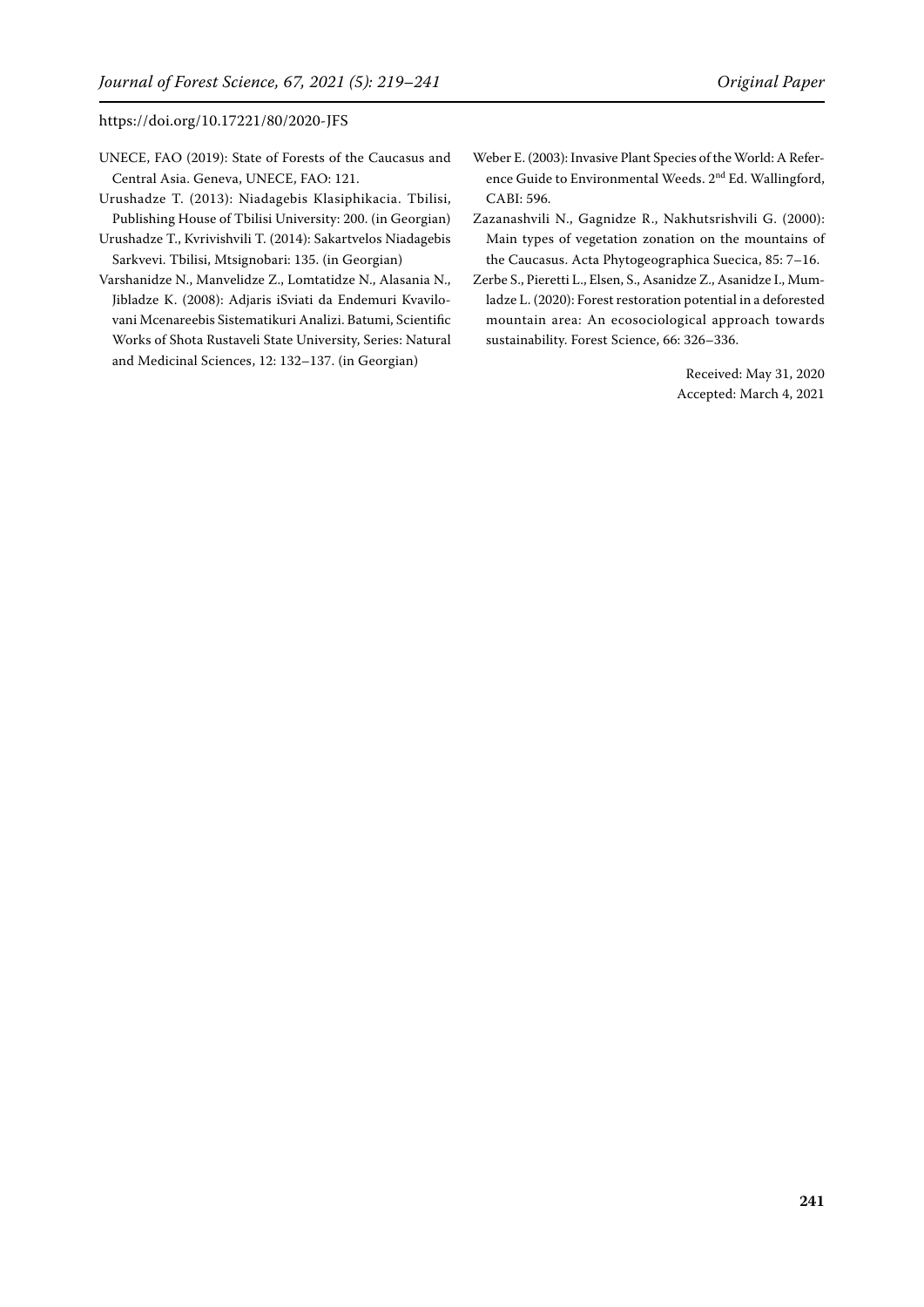UNECE, FAO (2019): State of Forests of the Caucasus and Central Asia. Geneva, UNECE, FAO: 121.

Urushadze T. (2013): Niadagebis Klasiphikacia. Tbilisi, Publishing House of Tbilisi University: 200. (in Georgian)

Urushadze T., Kvrivishvili T. (2014): Sakartvelos Niadagebis Sarkvevi. Tbilisi, Mtsignobari: 135. (in Georgian)

Varshanidze N., Manvelidze Z., Lomtatidze N., Alasania N., Jibladze K. (2008): Adjaris iSviati da Endemuri Kvavilovani Mcenareebis Sistematikuri Analizi. Batumi, Scientific Works of Shota Rustaveli State University, Series: Natural and Medicinal Sciences, 12: 132–137. (in Georgian)

Weber E. (2003): Invasive Plant Species of the World: A Reference Guide to Environmental Weeds. 2nd Ed. Wallingford, CABI: 596.

Zazanashvili N., Gagnidze R., Nakhutsrishvili G. (2000): Main types of vegetation zonation on the mountains of the Caucasus. Acta Phytogeographica Suecica, 85: 7–16.

Zerbe S., Pieretti L., Elsen, S., Asanidze Z., Asanidze I., Mumladze L. (2020): Forest restoration potential in a deforested mountain area: An ecosociological approach towards sustainability. Forest Science, 66: 326–336.

Received: May 31, 2020
Accepted: March 4, 2021